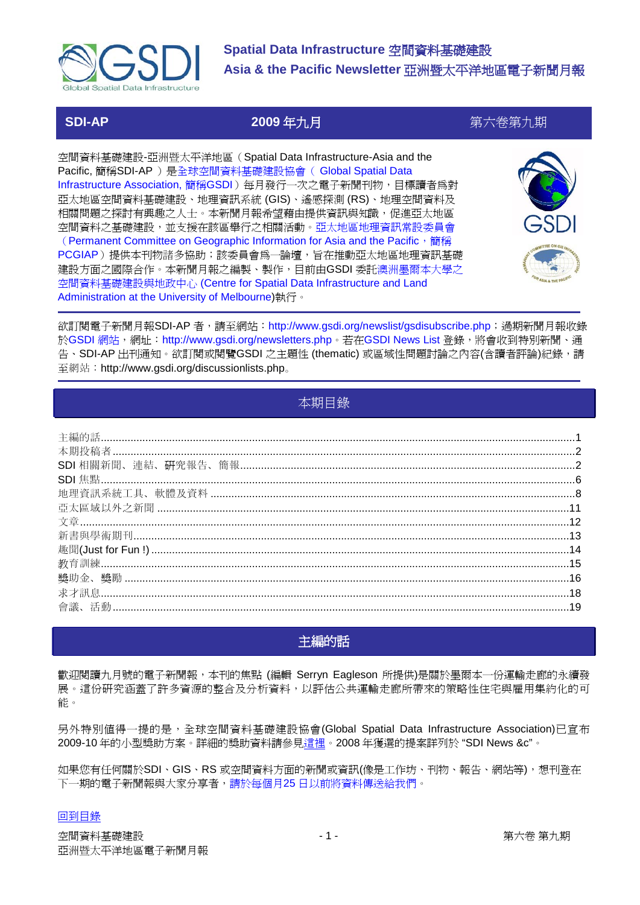# Spatial Data Infrastructure 空間資料基礎建設
## Asia & the Pacific Newsletter 亞洲暨太平洋地區電子新聞月報

**SDI-AP** | **2009 年九月** | 第六卷第九期

空間資料基礎建設-亞洲暨太平洋地區（Spatial Data Infrastructure-Asia and the Pacific, 簡稱SDI-AP ）是全球空間資料基礎建設協會（ Global Spatial Data Infrastructure Association, 簡稱GSDI ）每月發行一次之電子新聞刊物，目標讀者爲對亞太地區空間資料基礎建設、地理資訊系統 (GIS)、遙感探測 (RS)、地理空間資料及相關問題之探討有興趣之人士。本新聞月報希望藉由提供資訊與知識，促進亞太地區空間資料之基礎建設，並支援在該區舉行之相關活動。亞太地區地理資訊常設委員會（Permanent Committee on Geographic Information for Asia and the Pacific，簡稱PCGIAP）提供本刊物諸多協助；該委員會爲一論壇，旨在推動亞太地區地理資訊基礎建設方面之國際合作。本新聞月報之編製、製作，目前由GSDI 委託澳洲墨爾本大學之空間資料基礎建設與地政中心 (Centre for Spatial Data Infrastructure and Land Administration at the University of Melbourne)執行。

欲訂閱電子新聞月報SDI-AP 者，請至網站：http://www.gsdi.org/newslist/gsdisubscribe.php；過期新聞月報收錄於GSDI 網站，網址：http://www.gsdi.org/newsletters.php。若在GSDI News List 登錄，將會收到特別新聞、通告、SDI-AP 出刊通知。欲訂閱或閱覽GSDI 之主題性 (thematic) 或區域性問題討論之內容(含讀者評論)紀錄，請至網站：http://www.gsdi.org/discussionlists.php。

## 本期目錄

- 主編的話 ........ 1
- 本期投稿者 ........ 2
- SDI 相關新聞、連結、研究報告、簡報 ........ 2
- SDI 焦點 ........ 6
- 地理資訊系統工具、軟體及資料 ........ 8
- 亞太區域以外之新聞 ........ 11
- 文章 ........ 12
- 新書與學術期刊 ........ 13
- 趣聞(Just for Fun !) ........ 14
- 教育訓練 ........ 15
- 獎助金、獎勵 ........ 16
- 求才訊息 ........ 18
- 會議、活動 ........ 19

## 主編的話

歡迎閱讀九月號的電子新聞報，本刊的焦點 (編輯 Serryn Eagleson 所提供)是關於墨爾本一份運輸走廊的永續發展。這份研究涵蓋了許多資源的整合及分析資料，以評估公共運輸走廊所帶來的策略性住宅與雇用集約化的可能。

另外特別值得一提的是，全球空間資料基礎建設協會(Global Spatial Data Infrastructure Association)已宣布2009-10 年的小型獎助方案。詳細的獎助資料請參見這裡。2008 年獲選的提案詳列於 “SDI News &c”。

如果您有任何關於SDI、GIS、RS 或空間資料方面的新聞或資訊(像是工作坊、刊物、報告、網站等)，想刊登在下一期的電子新聞報與大家分享者，請於每個月25 日以前將資料傳送給我們。

回到目錄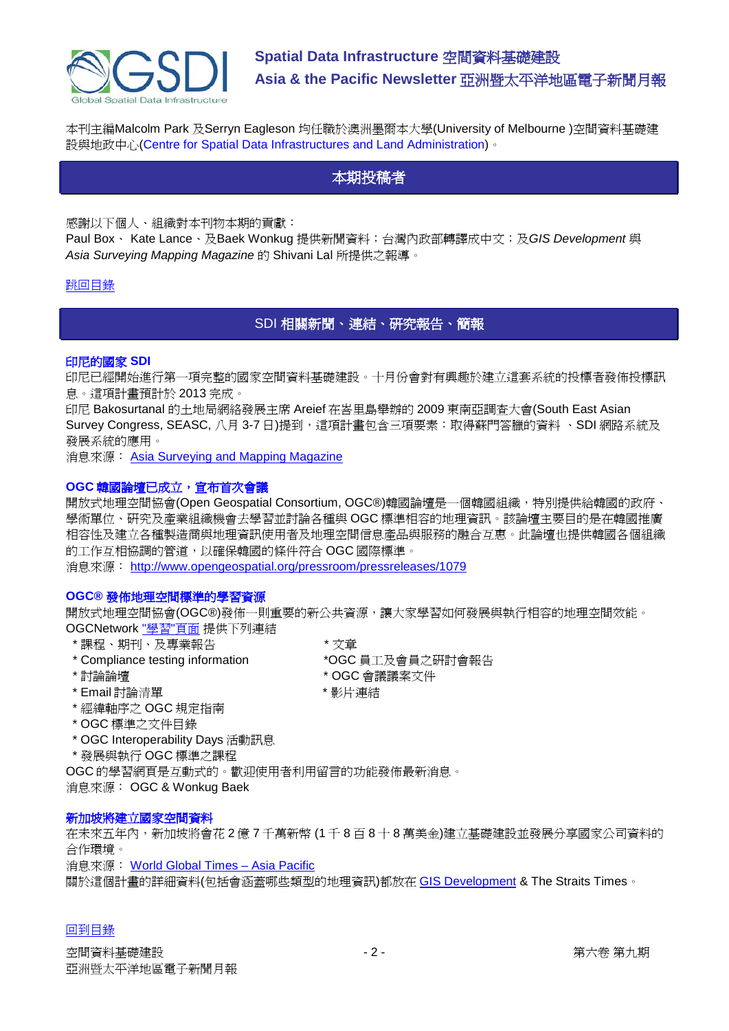# Spatial Data Infrastructure 空間資料基礎建設
# Asia & the Pacific Newsletter 亞洲暨太平洋地區電子新聞月報

本刊主編Malcolm Park 及Serryn Eagleson 均任職於澳洲墨爾本大學(University of Melbourne )空間資料基礎建設與地政中心(Centre for Spatial Data Infrastructures and Land Administration)。

## 本期投稿者

感謝以下個人、組織對本刊物本期的貢獻：

Paul Box、 Kate Lance、及Baek Wonkug 提供新聞資料；台灣內政部轉譯成中文；及*GIS Development* 與 *Asia Surveying Mapping Magazine* 的 Shivani Lal 所提供之報導。

跳回目錄

## SDI 相關新聞、連結、研究報告、簡報

### 印尼的國家 SDI

印尼已經開始進行第一項完整的國家空間資料基礎建設。十月份會對有興趣於建立這套系統的投標者發佈投標訊息。這項計畫預計於 2013 完成。

印尼 Bakosurtanal 的土地局網絡發展主席 Areief 在峇里島舉辦的 2009 東南亞調查大會(South East Asian Survey Congress, SEASC, 八月 3-7 日)提到，這項計畫包含三項要素：取得蘇門答臘的資料 、SDI 網路系統及發展系統的應用。

消息來源： Asia Surveying and Mapping Magazine

### OGC 韓國論壇已成立，宣布首次會議

開放式地理空間協會(Open Geospatial Consortium, OGC®)韓國論壇是一個韓國組織，特別提供給韓國的政府、學術單位、研究及產業組織機會去學習並討論各種與 OGC 標準相容的地理資訊。該論壇主要目的是在韓國推廣相容性及建立各種製造商與地理資訊使用者及地理空間信息產品與服務的融合互惠。此論壇也提供韓國各個組織的工作互相協調的管道，以確保韓國的條件符合 OGC 國際標準。

消息來源： http://www.opengeospatial.org/pressroom/pressreleases/1079

### OGC® 發佈地理空間標準的學習資源

開放式地理空間協會(OGC®)發佈一則重要的新公共資源，讓大家學習如何發展與執行相容的地理空間效能。

OGCNetwork "學習"頁面 提供下列連結

* 課程、期刊、及專業報告
* Compliance testing information
* 討論論壇
* Email 討論清單
* 經緯軸序之 OGC 規定指南
* OGC 標準之文件目錄
* OGC Interoperability Days 活動訊息
* 發展與執行 OGC 標準之課程
* 文章
* OGC 員工及會員之研討會報告
* OGC 會議議案文件
* 影片連結

OGC 的學習網頁是互動式的。歡迎使用者利用留言的功能發佈最新消息。

消息來源： OGC & Wonkug Baek

### 新加坡將建立國家空間資料

在未來五年內，新加坡將會花 2 億 7 千萬新幣 (1 千 8 百 8 十 8 萬美金)建立基礎建設並發展分享國家公司資料的合作環境。

消息來源： World Global Times – Asia Pacific

關於這個計畫的詳細資料(包括會涵蓋哪些類型的地理資訊)都放在 GIS Development & The Straits Times。

回到目錄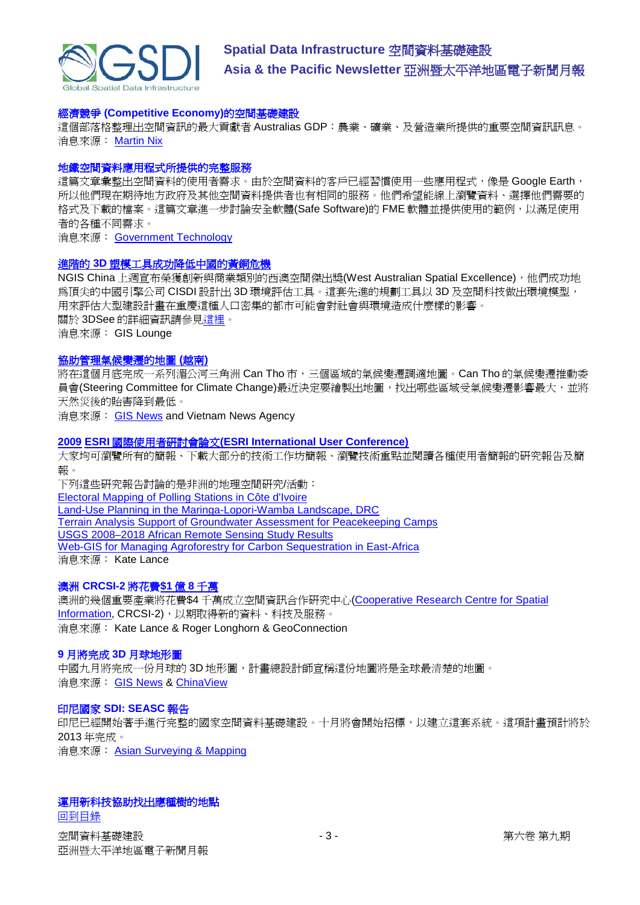### 經濟競爭 (Competitive Economy)的空間基礎建設

這個部落格整理出空間資訊的最大貢獻者 Australias GDP：農業、礦業、及營造業所提供的重要空間資訊訊息。
消息來源： Martin Nix

### 地鐵空間資料應用程式所提供的完整服務

這篇文章彙整出空間資料的使用者需求。由於空間資料的客戶已經習慣使用一些應用程式，像是 Google Earth，所以他們現在期待地方政府及其他空間資料提供者也有相同的服務。他們希望能線上瀏覽資料、選擇他們需要的格式及下載的檔案。這篇文章進一步討論安全軟體(Safe Software)的 FME 軟體並提供使用的範例，以滿足使用者的各種不同需求。
消息來源： Government Technology

### 進階的 3D 塑模工具成功降低中國的黃銅危機

NGIS China 上週宣布榮獲創新與商業類別的西澳空間傑出獎(West Australian Spatial Excellence)，他們成功地為頂尖的中國引擎公司 CISDI 設計出 3D 環境評估工具。這套先進的規劃工具以 3D 及空間科技做出環境模型，用來評估大型建設計畫在重慶這種人口密集的都市可能會對社會與環境造成什麼樣的影響。
關於 3DSee 的詳細資訊請參見這裡。
消息來源： GIS Lounge

### 協助管理氣候變遷的地圖 (越南)

將在這個月底完成一系列湄公河三角洲 Can Tho 市，三個區域的氣候變遷調適地圖。Can Tho 的氣候變遷推動委員會(Steering Committee for Climate Change)最近決定要繪製出地圖，找出哪些區域受氣候變遷影響最大，並將天然災後的貽害降到最低。
消息來源： GIS News and Vietnam News Agency

### 2009 ESRI 國際使用者研討會論文(ESRI International User Conference)

大家均可瀏覽所有的簡報、下載大部分的技術工作坊簡報、瀏覽技術重點並閱讀各種使用者簡報的研究報告及簡報。
下列這些研究報告討論的是非洲的地理空間研究/活動：
Electoral Mapping of Polling Stations in Côte d'Ivoire
Land-Use Planning in the Maringa-Lopori-Wamba Landscape, DRC
Terrain Analysis Support of Groundwater Assessment for Peacekeeping Camps
USGS 2008–2018 African Remote Sensing Study Results
Web-GIS for Managing Agroforestry for Carbon Sequestration in East-Africa
消息來源： Kate Lance

### 澳洲 CRCSI-2 將花費$1 億 8 千萬

澳洲的幾個重要產業將花費$4 千萬成立空間資訊合作研究中心(Cooperative Research Centre for Spatial Information, CRCSI-2)，以期取得新的資料、科技及服務。
消息來源： Kate Lance & Roger Longhorn & GeoConnection

### 9 月將完成 3D 月球地形圖

中國九月將完成一份月球的 3D 地形圖，計畫總設計師宣稱這份地圖將是全球最清楚的地圖。
消息來源： GIS News & ChinaView

### 印尼國家 SDI: SEASC 報告

印尼已經開始著手進行完整的國家空間資料基礎建設。十月將會開始招標，以建立這套系統。這項計畫預計將於 2013 年完成。
消息來源： Asian Surveying & Mapping

### 運用新科技協助找出應種樹的地點

回到目錄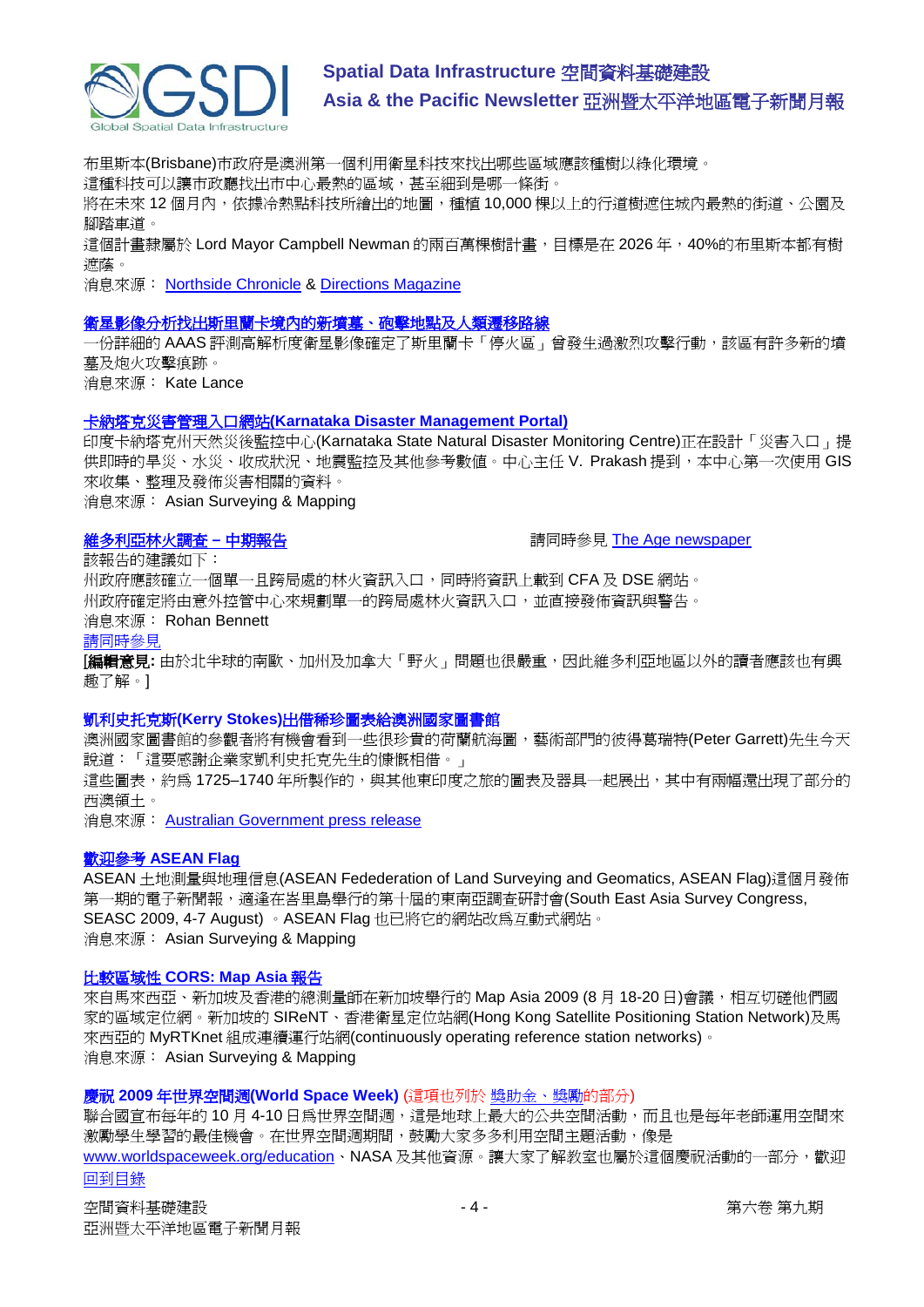布里斯本(Brisbane)市政府是澳洲第一個利用衛星科技來找出哪些區域應該種樹以綠化環境。
這種科技可以讓市政廳找出市中心最熱的區域，甚至細到是哪一條街。
將在未來 12 個月內，依據冷熱點科技所繪出的地圖，種植 10,000 棵以上的行道樹遮住城內最熱的街道、公園及腳踏車道。
這個計畫隸屬於 Lord Mayor Campbell Newman 的兩百萬棵樹計畫，目標是在 2026 年，40%的布里斯本都有樹遮蔭。
消息來源： Northside Chronicle & Directions Magazine

**衛星影像分析找出斯里蘭卡境內的新墳墓、砲擊地點及人類遷移路線**
一份詳細的 AAAS 評測高解析度衛星影像確定了斯里蘭卡「停火區」曾發生過激烈攻擊行動，該區有許多新的墳墓及炮火攻擊痕跡。
消息來源： Kate Lance

**卡納塔克災害管理入口網站(Karnataka Disaster Management Portal)**
印度卡納塔克州天然災後監控中心(Karnataka State Natural Disaster Monitoring Centre)正在設計「災害入口」提供即時的旱災、水災、收成狀況、地震監控及其他參考數值。中心主任 V. Prakash 提到，本中心第一次使用 GIS 來收集、整理及發佈災害相關的資料。
消息來源： Asian Surveying & Mapping

**維多利亞林火調查 – 中期報告** 請同時參見 The Age newspaper
該報告的建議如下：
州政府應該確立一個單一且跨局處的林火資訊入口，同時將資訊上載到 CFA 及 DSE 網站。
州政府確定將由意外控管中心來規劃單一的跨局處林火資訊入口，並直接發佈資訊與警告。
消息來源： Rohan Bennett
請同時參見
[**編輯意見:** 由於北半球的南歐、加州及加拿大「野火」問題也很嚴重，因此維多利亞地區以外的讀者應該也有興趣了解。]

**凱利史托克斯(Kerry Stokes)出借稀珍圖表給澳洲國家圖書館**
澳洲國家圖書館的參觀者將有機會看到一些很珍貴的荷蘭航海圖，藝術部門的彼得葛瑞特(Peter Garrett)先生今天說道：「這要感謝企業家凱利史托克先生的慷慨相借。」
這些圖表，約為 1725–1740 年所製作的，與其他東印度之旅的圖表及器具一起展出，其中有兩幅還出現了部分的西澳領土。
消息來源： Australian Government press release

**歡迎參考 ASEAN Flag**
ASEAN 土地測量與地理信息(ASEAN Fedederation of Land Surveying and Geomatics, ASEAN Flag)這個月發佈第一期的電子新聞報，適逢在峇里島舉行的第十屆的東南亞調查研討會(South East Asia Survey Congress, SEASC 2009, 4-7 August) 。ASEAN Flag 也已將它的網站改為互動式網站。
消息來源： Asian Surveying & Mapping

**比較區域性 CORS: Map Asia 報告**
來自馬來西亞、新加坡及香港的總測量師在新加坡舉行的 Map Asia 2009 (8 月 18-20 日)會議，相互切磋他們國家的區域定位網。新加坡的 SIReNT、香港衛星定位站網(Hong Kong Satellite Positioning Station Network)及馬來西亞的 MyRTKnet 組成連續運行站網(continuously operating reference station networks)。
消息來源： Asian Surveying & Mapping

**慶祝 2009 年世界空間週(World Space Week)** (這項也列於 獎助金、獎勵的部分)
聯合國宣布每年的 10 月 4-10 日為世界空間週，這是地球上最大的公共空間活動，而且也是每年老師運用空間來激勵學生學習的最佳機會。在世界空間週期間，鼓勵大家多多利用空間主題活動，像是 www.worldspaceweek.org/education、NASA 及其他資源。讓大家了解教室也屬於這個慶祝活動的一部分，歡迎
回到目錄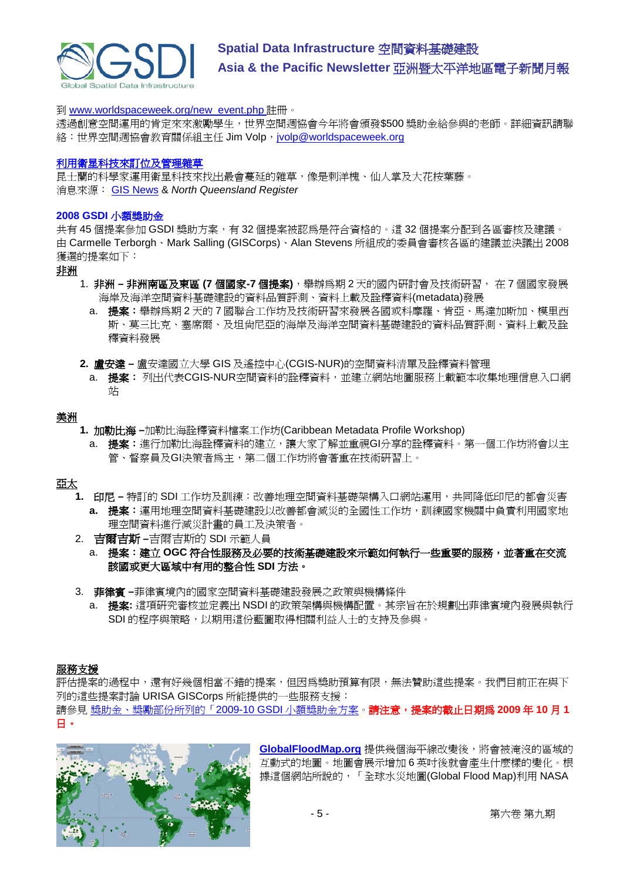到 www.worldspaceweek.org/new_event.php 註冊。

透過創意空間運用的肯定來來激勵學生，世界空間週協會今年將會頒發$500 獎助金給參與的老師。詳細資訊請聯絡：世界空間週協會教育關係組主任 Jim Volp，jvolp@worldspaceweek.org

**利用衛星科技來訂位及管理雜草**

昆士蘭的科學家運用衛星科技來找出最會蔓延的雜草，像是刺洋槐、仙人掌及大花桉葉藤。

消息來源： GIS News & *North Queensland Register*

**2008 GSDI 小額獎助金**

共有 45 個提案參加 GSDI 獎助方案，有 32 個提案被認爲是符合資格的。這 32 個提案分配到各區審核及建議。由 Carmelle Terborgh、Mark Salling (GISCorps)、Alan Stevens 所組成的委員會審核各區的建議並決議出 2008 獲選的提案如下：

**非洲**

1. **非洲 – 非洲南區及東區 (7 個國家-7 個提案)**，舉辦爲期 2 天的國內研討會及技術研習， 在 7 個國家發展海岸及海洋空間資料基礎建設的資料品質評測、資料上載及詮釋資料(metadata)發展
   a. **提案：**舉辦爲期 2 天的 7 國聯合工作坊及技術研習來發展各國或科摩羅、肯亞、馬達加斯加、模里西斯、莫三比克、塞席爾、及坦尚尼亞的海岸及海洋空間資料基礎建設的資料品質評測、資料上載及詮釋資料發展

2. **盧安達** – 盧安達國立大學 GIS 及遙控中心(CGIS-NUR)的空間資料清單及詮釋資料管理
   a. **提案：** 列出代表CGIS-NUR空間資料的詮釋資料，並建立網站地圖服務上載範本收集地理信息入口網站

**美洲**

1. **加勒比海** –加勒比海詮釋資料檔案工作坊(Caribbean Metadata Profile Workshop)
   a. **提案：**進行加勒比海詮釋資料的建立，讓大家了解並重視GI分享的詮釋資料。第一個工作坊將會以主管、督察員及GI決策者爲主，第二個工作坊將會著重在技術研習上。

**亞太**

1. **印尼** – 特訂的 SDI 工作坊及訓練：改善地理空間資料基礎架構入口網站運用，共同降低印尼的都會災害
   a. **提案：**運用地理空間資料基礎建設以改善都會減災的全國性工作坊，訓練國家機關中負責利用國家地理空間資料進行減災計畫的員工及決策者。

2. **吉爾吉斯** –吉爾吉斯的 SDI 示範人員
   a. **提案：建立 OGC 符合性服務及必要的技術基礎建設來示範如何執行一些重要的服務，並著重在交流該國或更大區域中有用的整合性 SDI 方法。**

3. **菲律賓** –菲律賓境內的國家空間資料基礎建設發展之政策與機構條件
   a. **提案:** 這項研究審核並定義出 NSDI 的政策架構與機構配置。其宗旨在於規劃出菲律賓境內發展與執行 SDI 的程序與策略，以期用這份藍圖取得相關利益人士的支持及參與。

**服務支援**

評估提案的過程中，還有好幾個相當不錯的提案，但因爲獎助預算有限，無法贊助這些提案。我們目前正在與下列的這些提案討論 URISA GISCorps 所能提供的一些服務支援：

請參見 獎助金、獎勵部份所列的「2009-10 GSDI 小額獎助金方案」。**請注意，提案的截止日期爲 2009 年 10 月 1 日。**

**GlobalFloodMap.org** 提供幾個海平線改變後，將會被淹沒的區域的互動式的地圖。地圖會展示增加 6 英吋後就會產生什麼樣的變化。根據這個網站所說的，「全球水災地圖(Global Flood Map)利用 NASA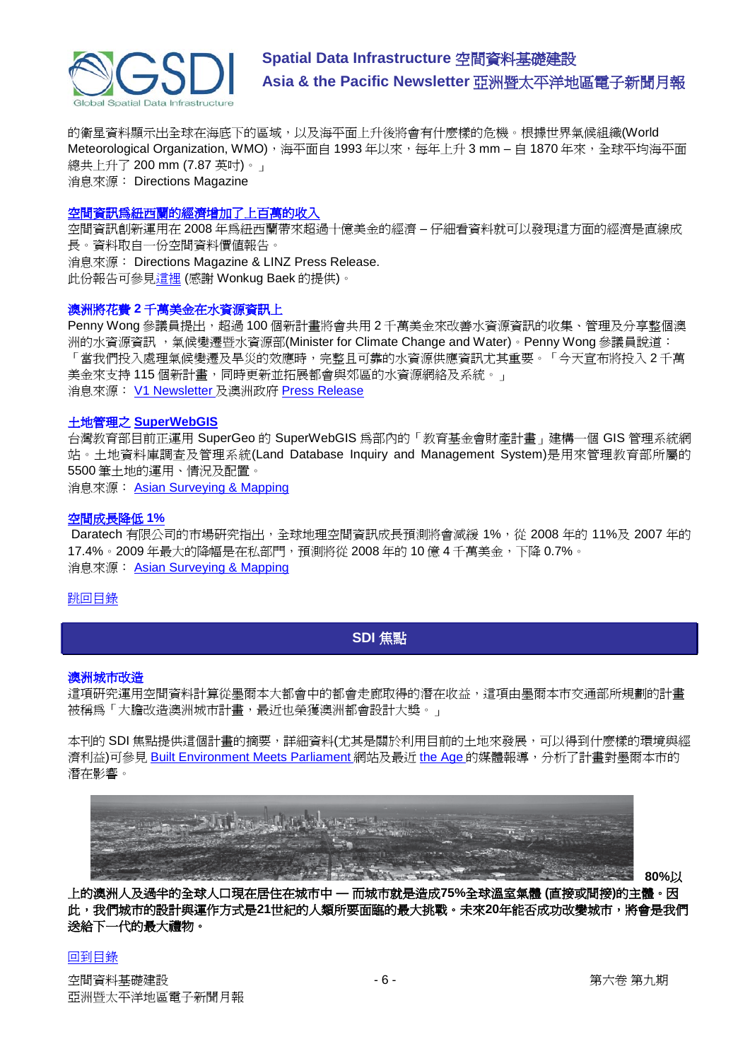的衛星資料顯示出全球在海底下的區域，以及海平面上升後將會有什麼樣的危機。根據世界氣候組織(World Meteorological Organization, WMO)，海平面自 1993 年以來，每年上升 3 mm – 自 1870 年來，全球平均海平面總共上升了 200 mm (7.87 英吋)。」
消息來源： Directions Magazine

### 空間資訊為紐西蘭的經濟增加了上百萬的收入

空間資訊創新運用在 2008 年為紐西蘭帶來超過十億美金的經濟 – 仔細看資料就可以發現這方面的經濟是直線成長。資料取自一份空間資料價值報告。
消息來源： Directions Magazine & LINZ Press Release.
此份報告可參見這裡 (感謝 Wonkug Baek 的提供)。

### 澳洲將花費 2 千萬美金在水資源資訊上

Penny Wong 參議員提出，超過 100 個新計畫將會共用 2 千萬美金來改善水資源資訊的收集、管理及分享整個澳洲的水資源資訊 ，氣候變遷暨水資源部(Minister for Climate Change and Water)。Penny Wong 參議員說道：「當我們投入處理氣候變遷及旱災的效應時，完整且可靠的水資源供應資訊尤其重要。「今天宣布將投入 2 千萬美金來支持 115 個新計畫，同時更新並拓展都會與郊區的水資源網絡及系統。」
消息來源： V1 Newsletter 及澳洲政府 Press Release

### 土地管理之 SuperWebGIS

台灣教育部目前正運用 SuperGeo 的 SuperWebGIS 為部內的「教育基金會財產計畫」建構一個 GIS 管理系統網站。土地資料庫調查及管理系統(Land Database Inquiry and Management System)是用來管理教育部所屬的 5500 筆土地的運用、情況及配置。
消息來源： Asian Surveying & Mapping

### 空間成長降低 1%

Daratech 有限公司的市場研究指出，全球地理空間資訊成長預測將會減緩 1%，從 2008 年的 11%及 2007 年的 17.4%。2009 年最大的降幅是在私部門，預測將從 2008 年的 10 億 4 千萬美金，下降 0.7%。
消息來源： Asian Surveying & Mapping

跳回目錄

## SDI 焦點

### 澳洲城市改造

這項研究運用空間資料計算從墨爾本大都會中的都會走廊取得的潛在收益，這項由墨爾本市交通部所規劃的計畫被稱為「大膽改造澳洲城市計畫，最近也榮獲澳洲都會設計大獎。」

本刊的 SDI 焦點提供這個計畫的摘要，詳細資料(尤其是關於利用目前的土地來發展，可以得到什麼樣的環境與經濟利益)可參見 Built Environment Meets Parliament 網站及最近 the Age 的媒體報導，分析了計畫對墨爾本市的潛在影響。

**80%以上的澳洲人及過半的全球人口現在居住在城市中 — 而城市就是造成75%全球溫室氣體 (直接或間接)的主體。因此，我們城市的設計與運作方式是21世紀的人類所要面臨的最大挑戰。未來20年能否成功改變城市，將會是我們送給下一代的最大禮物。**

回到目錄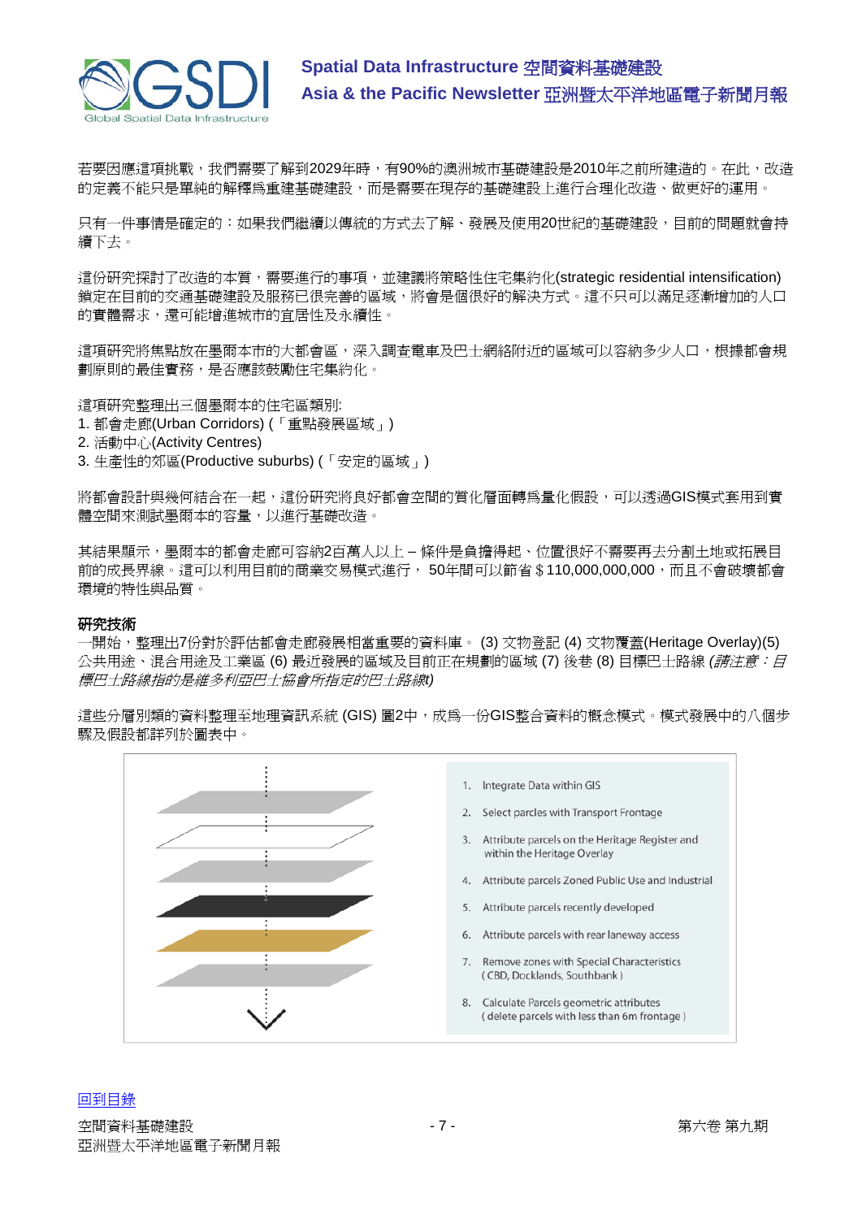若要因應這項挑戰，我們需要了解到2029年時，有90%的澳洲城市基礎建設是2010年之前所建造的。在此，改造的定義不能只是單純的解釋爲重建基礎建設，而是需要在現存的基礎建設上進行合理化改造、做更好的運用。

只有一件事情是確定的：如果我們繼續以傳統的方式去了解、發展及使用20世紀的基礎建設，目前的問題就會持續下去。

這份研究探討了改造的本質，需要進行的事項，並建議將策略性住宅集約化(strategic residential intensification)鎖定在目前的交通基礎建設及服務已很完善的區域，將會是個很好的解決方式。這不只可以滿足逐漸增加的人口的實體需求，還可能增進城市的宜居性及永續性。

這項研究將焦點放在墨爾本市的大都會區，深入調查電車及巴士網絡附近的區域可以容納多少人口，根據都會規劃原則的最佳實務，是否應該鼓勵住宅集約化。

這項研究整理出三個墨爾本的住宅區類別:

1. 都會走廊(Urban Corridors) (「重點發展區域」)
2. 活動中心(Activity Centres)
3. 生產性的郊區(Productive suburbs) (「安定的區域」)

將都會設計與幾何結合在一起，這份研究將良好都會空間的質化層面轉爲量化假設，可以透過GIS模式套用到實體空間來測試墨爾本的容量，以進行基礎改造。

其結果顯示，墨爾本的都會走廊可容納2百萬人以上 – 條件是負擔得起、位置很好不需要再去分割土地或拓展目前的成長界線。這可以利用目前的商業交易模式進行， 50年間可以節省＄110,000,000,000，而且不會破壞都會環境的特性與品質。

**研究技術**

一開始，整理出7份對於評估都會走廊發展相當重要的資料庫。 (3) 文物登記 (4) 文物覆蓋(Heritage Overlay)(5) 公共用途、混合用途及工業區 (6) 最近發展的區域及目前正在規劃的區域 (7) 後巷 (8) 目標巴士路線 *(請注意：目標巴士路線指的是維多利亞巴士協會所指定的巴士路線)*

這些分層別類的資料整理至地理資訊系統 (GIS) 圖2中，成爲一份GIS整合資料的概念模式。模式發展中的八個步驟及假設都詳列於圖表中。

1. Integrate Data within GIS
2. Select parcles with Transport Frontage
3. Attribute parcels on the Heritage Register and within the Heritage Overlay
4. Attribute parcels Zoned Public Use and Industrial
5. Attribute parcels recently developed
6. Attribute parcels with rear laneway access
7. Remove zones with Special Characteristics (CBD, Docklands, Southbank)
8. Calculate Parcels geometric attributes (delete parcels with less than 6m frontage)

回到目錄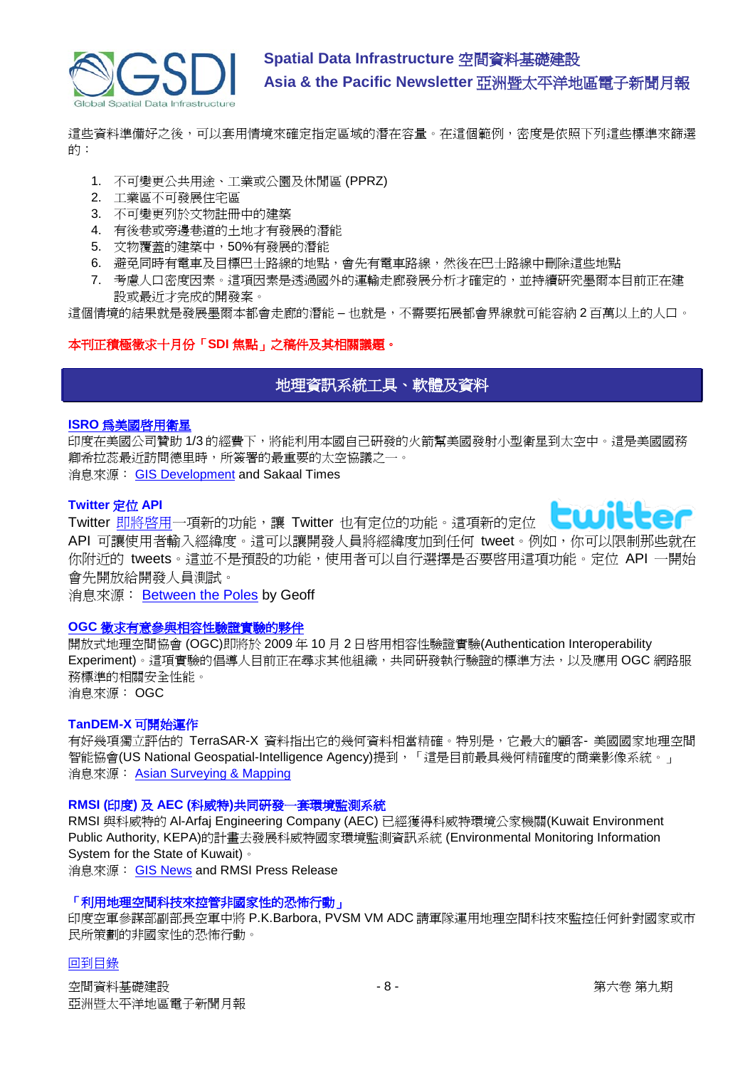這些資料準備好之後，可以套用情境來確定指定區域的潛在容量。在這個範例，密度是依照下列這些標準來篩選的：

1. 不可變更公共用途、工業或公園及休閒區 (PPRZ)
2. 工業區不可發展住宅區
3. 不可變更列於文物註冊中的建築
4. 有後巷或旁邊巷道的土地才有發展的潛能
5. 文物覆蓋的建築中，50%有發展的潛能
6. 避免同時有電車及目標巴士路線的地點，會先有電車路線，然後在巴士路線中刪除這些地點
7. 考慮人口密度因素。這項因素是透過國外的運輸走廊發展分析才確定的，並持續研究墨爾本目前正在建設或最近才完成的開發案。

這個情境的結果就是發展墨爾本都會走廊的潛能 – 也就是，不需要拓展都會界線就可能容納 2 百萬以上的人口。

**本刊正積極徵求十月份「SDI 焦點」之稿件及其相關議題。**

## 地理資訊系統工具、軟體及資料

### ISRO 為美國啟用衛星

印度在美國公司贊助 1/3 的經費下，將能利用本國自己研發的火箭幫美國發射小型衛星到太空中。這是美國國務卿希拉蕊最近訪問德里時，所簽署的最重要的太空協議之一。

消息來源： GIS Development and Sakaal Times

### Twitter 定位 API

Twitter 即將啟用一項新的功能，讓 Twitter 也有定位的功能。這項新的定位 API 可讓使用者輸入經緯度。這可以讓開發人員將經緯度加到任何 tweet。例如，你可以限制那些就在你附近的 tweets。這並不是預設的功能，使用者可以自行選擇是否要啟用這項功能。定位 API 一開始會先開放給開發人員測試。

消息來源： Between the Poles by Geoff

### OGC 徵求有意參與相容性驗證實驗的夥伴

開放式地理空間協會 (OGC)即將於 2009 年 10 月 2 日啟用相容性驗證實驗(Authentication Interoperability Experiment)。這項實驗的倡導人目前正在尋求其他組織，共同研發執行驗證的標準方法，以及應用 OGC 網路服務標準的相關安全性能。

消息來源： OGC

### TanDEM-X 可開始運作

有好幾項獨立評估的 TerraSAR-X 資料指出它的幾何資料相當精確。特別是，它最大的顧客- 美國國家地理空間智能協會(US National Geospatial-Intelligence Agency)提到，「這是目前最具幾何精確度的商業影像系統。」

消息來源： Asian Surveying & Mapping

### RMSI (印度) 及 AEC (科威特)共同研發一套環境監測系統

RMSI 與科威特的 Al-Arfaj Engineering Company (AEC) 已經獲得科威特環境公家機關(Kuwait Environment Public Authority, KEPA)的計畫去發展科威特國家環境監測資訊系統 (Environmental Monitoring Information System for the State of Kuwait)。

消息來源： GIS News and RMSI Press Release

### 「利用地理空間科技來控管非國家性的恐怖行動」

印度空軍參謀部副部長空軍中將 P.K.Barbora, PVSM VM ADC 請軍隊運用地理空間科技來監控任何針對國家或市民所策劃的非國家性的恐怖行動。

回到目錄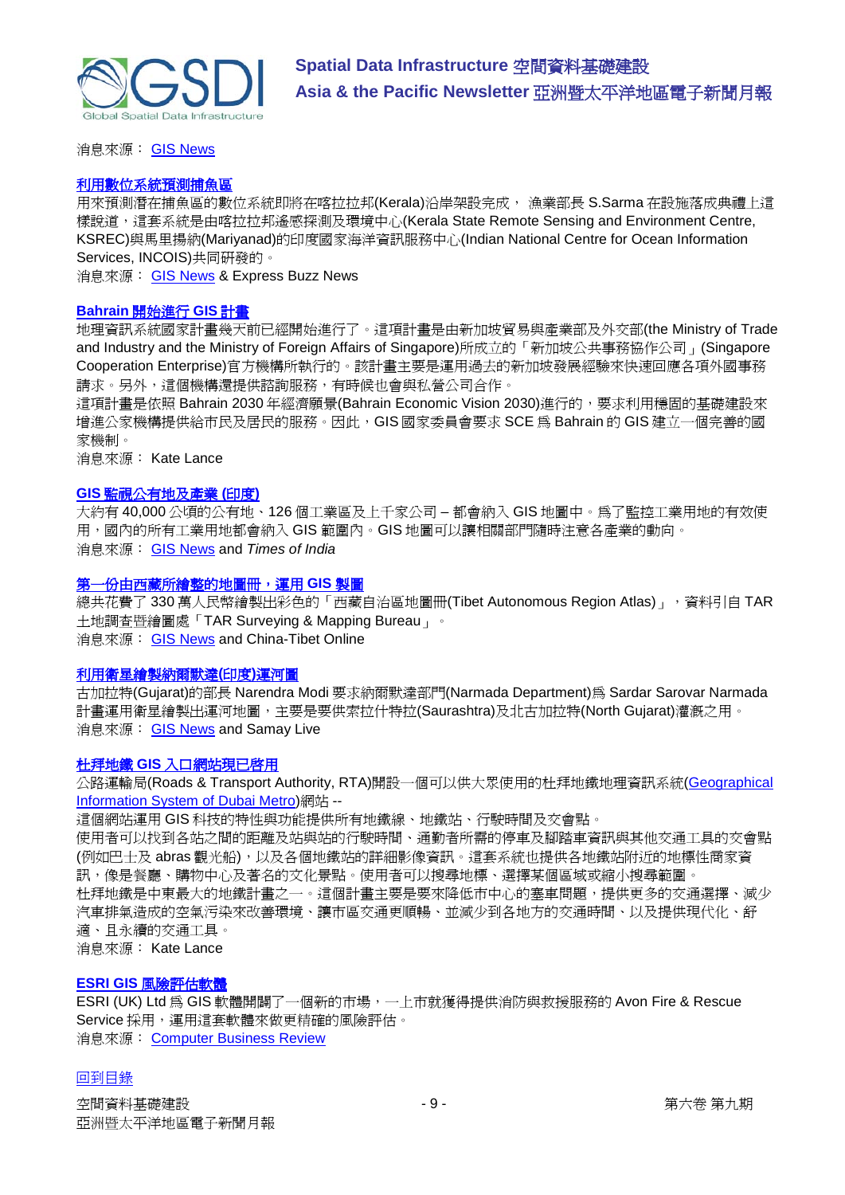消息來源： GIS News

### 利用數位系統預測捕魚區

用來預測潛在捕魚區的數位系統即將在喀拉拉邦(Kerala)沿岸架設完成， 漁業部長 S.Sarma 在設施落成典禮上這樣說道，這套系統是由喀拉拉邦遙感探測及環境中心(Kerala State Remote Sensing and Environment Centre, KSREC)與馬里揚納(Mariyanad)的印度國家海洋資訊服務中心(Indian National Centre for Ocean Information Services, INCOIS)共同研發的。

消息來源： GIS News & Express Buzz News

### Bahrain 開始進行 GIS 計畫

地理資訊系統國家計畫幾天前已經開始進行了。這項計畫是由新加坡貿易與產業部及外交部(the Ministry of Trade and Industry and the Ministry of Foreign Affairs of Singapore)所成立的「新加坡公共事務協作公司」(Singapore Cooperation Enterprise)官方機構所執行的。該計畫主要是運用過去的新加坡發展經驗來快速回應各項外國事務請求。另外，這個機構還提供諮詢服務，有時候也會與私營公司合作。

這項計畫是依照 Bahrain 2030 年經濟願景(Bahrain Economic Vision 2030)進行的，要求利用穩固的基礎建設來增進公家機構提供給市民及居民的服務。因此，GIS 國家委員會要求 SCE 為 Bahrain 的 GIS 建立一個完善的國家機制。

消息來源： Kate Lance

### GIS 監視公有地及產業 (印度)

大約有 40,000 公頃的公有地、126 個工業區及上千家公司 – 都會納入 GIS 地圖中。為了監控工業用地的有效使用，國內的所有工業用地都會納入 GIS 範圍內。GIS 地圖可以讓相關部門隨時注意各產業的動向。

消息來源： GIS News and *Times of India*

### 第一份由西藏所繪整的地圖冊，運用 GIS 製圖

總共花費了 330 萬人民幣繪製出彩色的「西藏自治區地圖冊(Tibet Autonomous Region Atlas)」，資料引自 TAR 土地調查暨繪圖處「TAR Surveying & Mapping Bureau」。

消息來源： GIS News and China-Tibet Online

### 利用衛星繪製納爾默達(印度)運河圖

古加拉特(Gujarat)的部長 Narendra Modi 要求納爾默達部門(Narmada Department)為 Sardar Sarovar Narmada 計畫運用衛星繪製出運河地圖，主要是要供索拉什特拉(Saurashtra)及北古加拉特(North Gujarat)灌溉之用。

消息來源： GIS News and Samay Live

### 杜拜地鐵 GIS 入口網站現已啟用

公路運輸局(Roads & Transport Authority, RTA)開設一個可以供大眾使用的杜拜地鐵地理資訊系統(Geographical Information System of Dubai Metro)網站 --

這個網站運用 GIS 科技的特性與功能提供所有地鐵線、地鐵站、行駛時間及交會點。

使用者可以找到各站之間的距離及站與站的行駛時間、通勤者所需的停車及腳踏車資訊與其他交通工具的交會點(例如巴士及 abras 觀光船)，以及各個地鐵站的詳細影像資訊。這套系統也提供各地鐵站附近的地標性商家資訊，像是餐廳、購物中心及著名的文化景點。使用者可以搜尋地標、選擇某個區域或縮小搜尋範圍。

杜拜地鐵是中東最大的地鐵計畫之一。這個計畫主要是要來降低市中心的塞車問題，提供更多的交通選擇、減少汽車排氣造成的空氣污染來改善環境、讓市區交通更順暢、並減少到各地方的交通時間、以及提供現代化、舒適、且永續的交通工具。

消息來源： Kate Lance

### ESRI GIS 風險評估軟體

ESRI (UK) Ltd 為 GIS 軟體開闢了一個新的市場，一上市就獲得提供消防與救援服務的 Avon Fire & Rescue Service 採用，運用這套軟體來做更精確的風險評估。

消息來源： Computer Business Review

回到目錄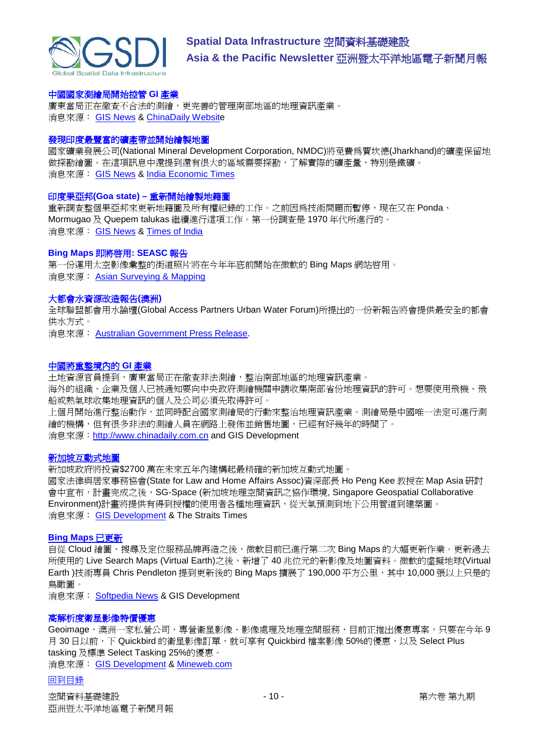### 中國國家測繪局開始控管 GI 產業

廣東當局正在徹查不合法的測繪，更完善的管理南部地區的地理資訊產業。

消息來源： GIS News & ChinaDaily Website

### 發現印度最豐富的礦產帶並開始繪製地圖

國家礦業發展公司(National Mineral Development Corporation, NMDC)將免費為賈坎德(Jharkhand)的礦產保留地做探勘繪圖。在這項訊息中還提到還有很大的區域需要探勘，了解實際的礦產量，特別是鐵礦。

消息來源： GIS News & India Economic Times

### 印度果亞邦(Goa state) – 重新開始繪製地籍圖

重新調查整個果亞邦來更新地籍圖及所有權紀錄的工作。之前因為技術問題而暫停，現在又在 Ponda、Mormugao 及 Quepem talukas 繼續進行這項工作。第一份調查是 1970 年代所進行的。

消息來源： GIS News & Times of India

### Bing Maps 即將啟用: SEASC 報告

第一份運用太空影像彙整的街道照片將在今年年底前開始在微軟的 Bing Maps 網站啟用。

消息來源： Asian Surveying & Mapping

### 大都會水資源改造報告(澳洲)

全球聯盟都會用水論壇(Global Access Partners Urban Water Forum)所提出的一份新報告將會提供最安全的都會供水方式。

消息來源： Australian Government Press Release.

### 中國將重整境內的 GI 產業

土地資源官員提到，廣東當局正在徹查非法測繪，整治南部地區的地理資訊產業。

海外的組織、企業及個人已被通知要向中央政府測繪機關申請收集南部省份地理資訊的許可。想要使用飛機、飛船或熱氣球收集地理資訊的個人及公司必須先取得許可。

上個月開始進行整治動作，並同時配合國家測繪局的行動來整治地理資訊產業。測繪局是中國唯一法定可進行測繪的機構，但有很多非法的測繪人員在網路上發佈並銷售地圖，已經有好幾年的時間了。

消息來源：http://www.chinadaily.com.cn and GIS Development

### 新加坡互動式地圖

新加坡政府將投資$2700 萬在未來五年內建構起最精確的新加坡互動式地圖。

國家法律與居家事務協會(State for Law and Home Affairs Assoc)資深部長 Ho Peng Kee 教授在 Map Asia 研討會中宣布，計畫完成之後，SG-Space (新加坡地理空間資訊之協作環境, Singapore Geospatial Collaborative Environment)計畫將提供有得到授權的使用者各種地理資訊，從天氣預測到地下公用管道到建築圖。

消息來源： GIS Development & The Straits Times

### Bing Maps 已更新

自從 Cloud 繪圖、搜尋及定位服務品牌再造之後，微軟目前已進行第二次 Bing Maps 的大幅更新作業。更新過去所使用的 Live Search Maps (Virtual Earth)之後，新增了 40 兆位元的新影像及地圖資料。微軟的虛擬地球(Virtual Earth )技術專員 Chris Pendleton 提到更新後的 Bing Maps 擴展了 190,000 平方公里，其中 10,000 張以上只是的鳥瞰圖。

消息來源： Softpedia News & GIS Development

### 高解析度衛星影像特價優惠

Geoimage，澳洲一家私營公司，專營衛星影像、影像處理及地理空間服務，目前正推出優惠專案，只要在今年 9 月 30 日以前，下 Quickbird 的衛星影像訂單，就可享有 Quickbird 檔案影像 50%的優惠，以及 Select Plus tasking 及標準 Select Tasking 25%的優惠。

消息來源： GIS Development & Mineweb.com

回到目錄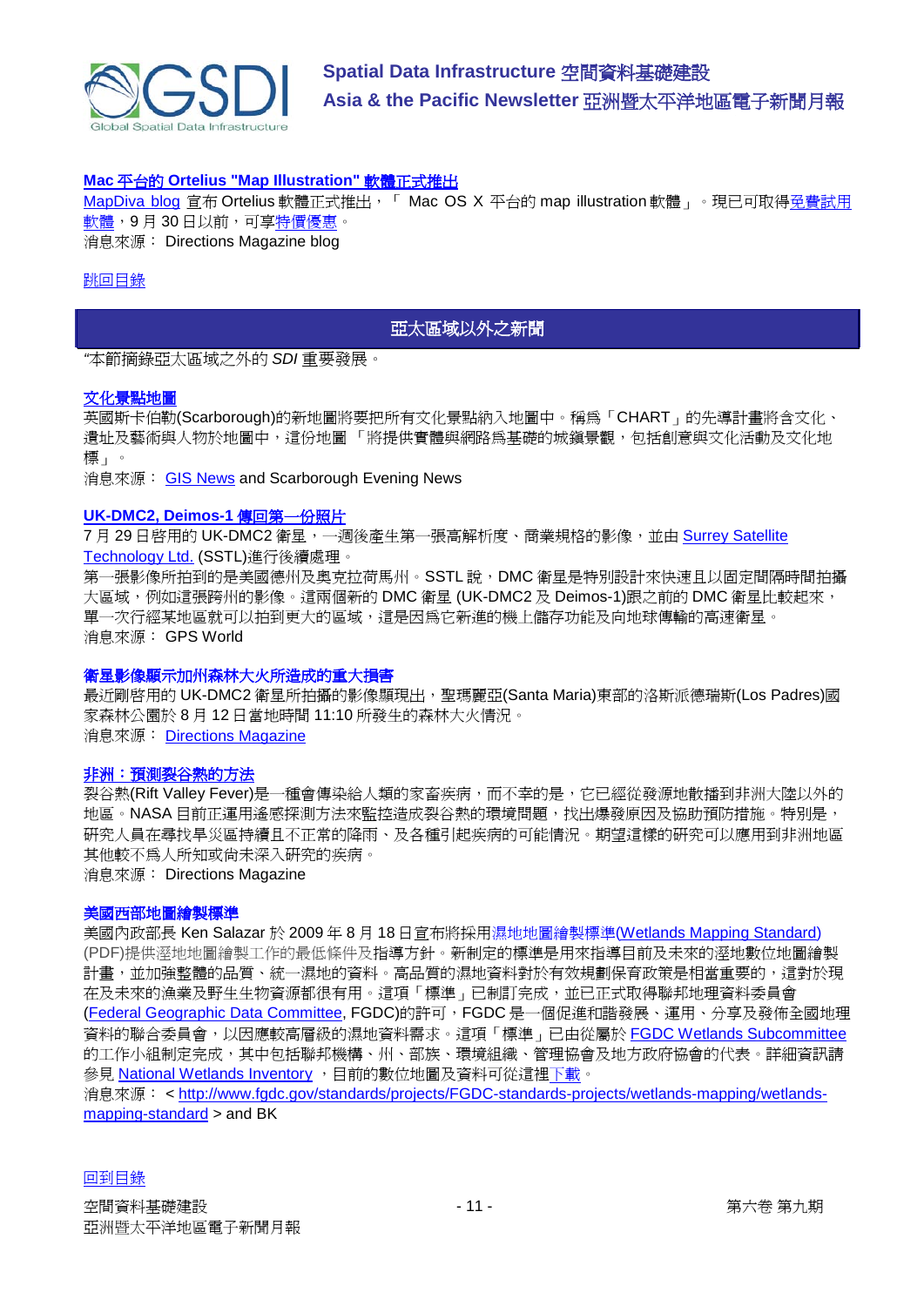**Mac 平台的 Ortelius "Map Illustration" 軟體正式推出**

MapDiva blog 宣布 Ortelius 軟體正式推出，「 Mac OS X 平台的 map illustration 軟體」。現已可取得免費試用軟體，9 月 30 日以前，可享特價優惠。

消息來源： Directions Magazine blog

跳回目錄

## 亞太區域以外之新聞

"本節摘錄亞太區域之外的 *SDI* 重要發展。

**文化景點地圖**

英國斯卡伯勒(Scarborough)的新地圖將要把所有文化景點納入地圖中。稱爲「CHART」的先導計畫將含文化、遺址及藝術與人物於地圖中，這份地圖 「將提供實體與網路爲基礎的城鎮景觀，包括創意與文化活動及文化地標」 。

消息來源： GIS News and Scarborough Evening News

**UK-DMC2, Deimos-1 傳回第一份照片**

7 月 29 日啓用的 UK-DMC2 衛星，一週後產生第一張高解析度、商業規格的影像，並由 Surrey Satellite Technology Ltd. (SSTL)進行後續處理。

第一張影像所拍到的是美國德州及奧克拉荷馬州。SSTL 說，DMC 衛星是特別設計來快速且以固定間隔時間拍攝大區域，例如這張跨州的影像。這兩個新的 DMC 衛星 (UK-DMC2 及 Deimos-1)跟之前的 DMC 衛星比較起來，單一次行經某地區就可以拍到更大的區域，這是因爲它新進的機上儲存功能及向地球傳輸的高速衛星。

消息來源： GPS World

**衛星影像顯示加州森林大火所造成的重大損害**

最近剛啓用的 UK-DMC2 衛星所拍攝的影像顯現出，聖瑪麗亞(Santa Maria)東部的洛斯派德瑞斯(Los Padres)國家森林公園於 8 月 12 日當地時間 11:10 所發生的森林大火情況。

消息來源： Directions Magazine

**非洲：預測裂谷熱的方法**

裂谷熱(Rift Valley Fever)是一種會傳染給人類的家畜疾病，而不幸的是，它已經從發源地散播到非洲大陸以外的地區。NASA 目前正運用遙感探測方法來監控造成裂谷熱的環境問題，找出爆發原因及協助預防措施。特別是，研究人員在尋找旱災區持續且不正常的降雨、及各種引起疾病的可能情況。期望這樣的研究可以應用到非洲地區其他較不爲人所知或尚未深入研究的疾病。

消息來源： Directions Magazine

**美國西部地圖繪製標準**

美國內政部長 Ken Salazar 於 2009 年 8 月 18 日宣布將採用濕地地圖繪製標準(Wetlands Mapping Standard) (PDF)提供溼地地圖繪製工作的最低條件及指導方針。新制定的標準是用來指導目前及未來的溼地數位地圖繪製計畫，並加強整體的品質、統一濕地的資料。高品質的濕地資料對於有效規劃保育政策是相當重要的，這對於現在及未來的漁業及野生生物資源都很有用。這項「標準」已制訂完成，並已正式取得聯邦地理資料委員會(Federal Geographic Data Committee, FGDC)的許可，FGDC 是一個促進和諧發展、運用、分享及發佈全國地理資料的聯合委員會，以因應較高層級的濕地資料需求。這項「標準」已由從屬於 FGDC Wetlands Subcommittee 的工作小組制定完成，其中包括聯邦機構、州、部族、環境組織、管理協會及地方政府協會的代表。詳細資訊請參見 National Wetlands Inventory ，目前的數位地圖及資料可從這裡下載。

消息來源： < http://www.fgdc.gov/standards/projects/FGDC-standards-projects/wetlands-mapping/wetlands-mapping-standard > and BK

回到目錄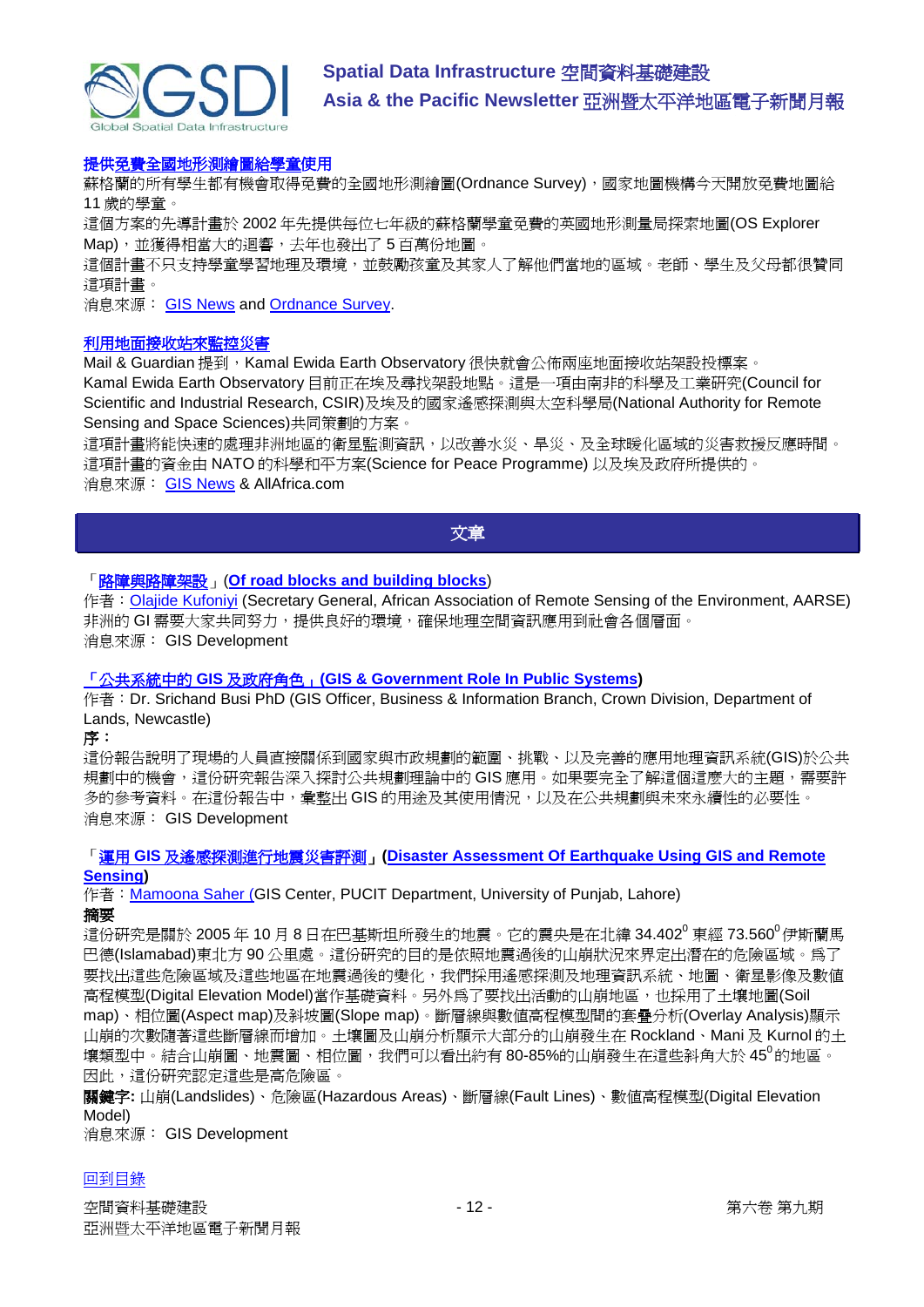### 提供免費全國地形測繪圖給學童使用

蘇格蘭的所有學生都有機會取得免費的全國地形測繪圖(Ordnance Survey)，國家地圖機構今天開放免費地圖給 11 歲的學童。

這個方案的先導計畫於 2002 年先提供每位七年級的蘇格蘭學童免費的英國地形測量局探索地圖(OS Explorer Map)，並獲得相當大的迴響，去年也發出了 5 百萬份地圖。

這個計畫不只支持學童學習地理及環境，並鼓勵孩童及其家人了解他們當地的區域。老師、學生及父母都很贊同這項計畫。

消息來源： GIS News and Ordnance Survey.

### 利用地面接收站來監控災害

Mail & Guardian 提到，Kamal Ewida Earth Observatory 很快就會公佈兩座地面接收站架設投標案。

Kamal Ewida Earth Observatory 目前正在埃及尋找架設地點。這是一項由南非的科學及工業研究(Council for Scientific and Industrial Research, CSIR)及埃及的國家遙感探測與太空科學局(National Authority for Remote Sensing and Space Sciences)共同策劃的方案。

這項計畫將能快速的處理非洲地區的衛星監測資訊，以改善水災、旱災、及全球暖化區域的災害救援反應時間。

這項計畫的資金由 NATO 的科學和平方案(Science for Peace Programme) 以及埃及政府所提供的。

消息來源： GIS News & AllAfrica.com

## 文章

### 「路障與路障架設」(Of road blocks and building blocks)

作者：Olajide Kufoniyi (Secretary General, African Association of Remote Sensing of the Environment, AARSE)

非洲的 GI 需要大家共同努力，提供良好的環境，確保地理空間資訊應用到社會各個層面。

消息來源： GIS Development

### 「公共系統中的 GIS 及政府角色」(GIS & Government Role In Public Systems)

作者：Dr. Srichand Busi PhD (GIS Officer, Business & Information Branch, Crown Division, Department of Lands, Newcastle)

**序：**

這份報告說明了現場的人員直接關係到國家與市政規劃的範圍、挑戰、以及完善的應用地理資訊系統(GIS)於公共規劃中的機會，這份研究報告深入探討公共規劃理論中的 GIS 應用。如果要完全了解這個這麼大的主題，需要許多的參考資料。在這份報告中，彙整出 GIS 的用途及其使用情況，以及在公共規劃與未來永續性的必要性。

消息來源： GIS Development

### 「運用 GIS 及遙感探測進行地震災害評測」(Disaster Assessment Of Earthquake Using GIS and Remote Sensing)

作者：Mamoona Saher (GIS Center, PUCIT Department, University of Punjab, Lahore)

**摘要**

這份研究是關於 2005 年 10 月 8 日在巴基斯坦所發生的地震。它的震央是在北緯 34.402$^0$ 東經 73.560$^0$ 伊斯蘭馬巴德(Islamabad)東北方 90 公里處。這份研究的目的是依照地震過後的山崩狀況來界定出潛在的危險區域。為了要找出這些危險區域及這些地區在地震過後的變化，我們採用遙感探測及地理資訊系統、地圖、衛星影像及數值高程模型(Digital Elevation Model)當作基礎資料。另外為了要找出活動的山崩地區，也採用了土壤地圖(Soil map)、相位圖(Aspect map)及斜坡圖(Slope map)。斷層線與數值高程模型間的套疊分析(Overlay Analysis)顯示山崩的次數隨著這些斷層線而增加。土壤圖及山崩分析顯示大部分的山崩發生在 Rockland、Mani 及 Kurnol 的土壤類型中。結合山崩圖、地震圖、相位圖，我們可以看出約有 80-85%的山崩發生在這些斜角大於 45$^0$的地區。因此，這份研究認定這些是高危險區。

**關鍵字:** 山崩(Landslides)、危險區(Hazardous Areas)、斷層線(Fault Lines)、數值高程模型(Digital Elevation Model)

消息來源： GIS Development

回到目錄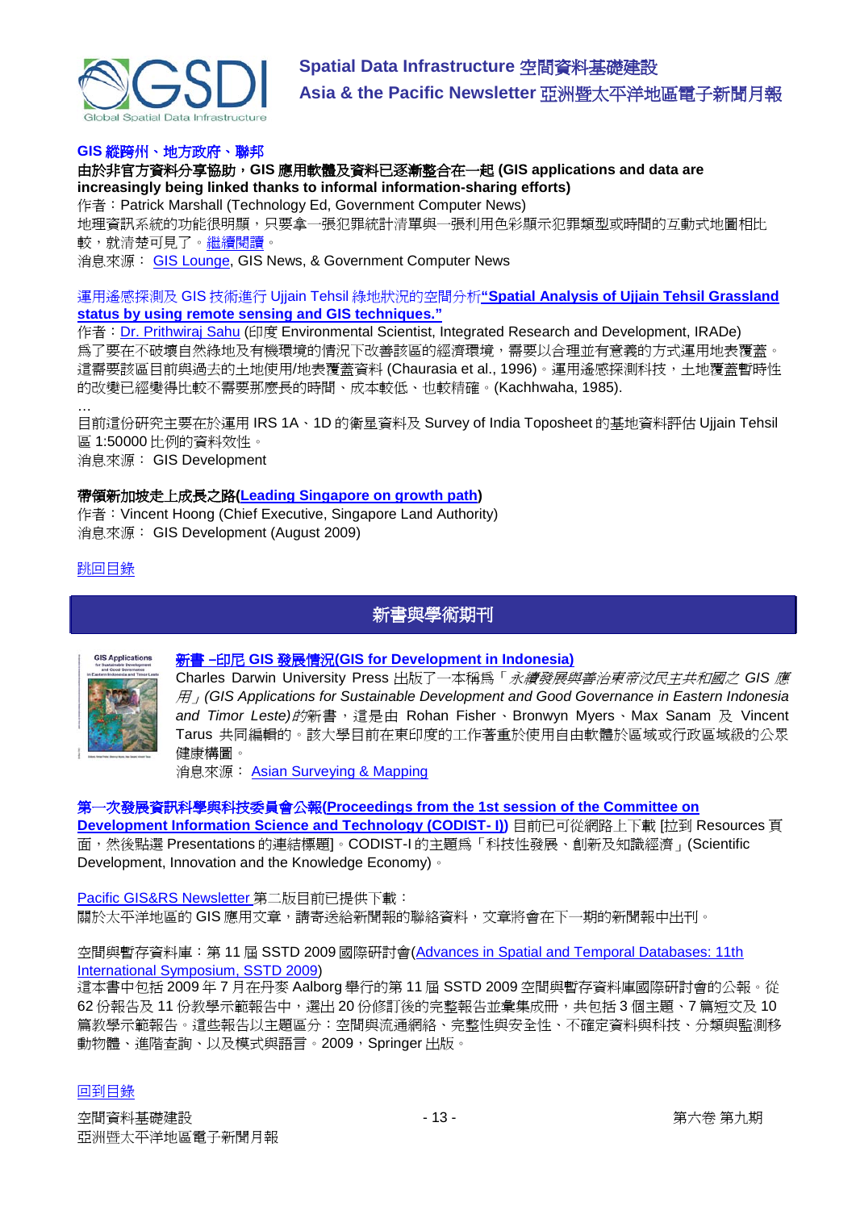**GIS 縱跨州、地方政府、聯邦**

**由於非官方資料分享協助，GIS 應用軟體及資料已逐漸整合在一起 (GIS applications and data are increasingly being linked thanks to informal information-sharing efforts)**

作者：Patrick Marshall (Technology Ed, Government Computer News)

地理資訊系統的功能很明顯，只要拿一張犯罪統計清單與一張利用色彩顯示犯罪類型或時間的互動式地圖相比較，就清楚可見了。繼續閱讀。

消息來源： GIS Lounge, GIS News, & Government Computer News

運用遙感探測及 GIS 技術進行 Ujjain Tehsil 綠地狀況的空間分析**"Spatial Analysis of Ujjain Tehsil Grassland status by using remote sensing and GIS techniques."**

作者：Dr. Prithwiraj Sahu (印度 Environmental Scientist, Integrated Research and Development, IRADe)

為了要在不破壞自然綠地及有機環境的情況下改善該區的經濟環境，需要以合理並有意義的方式運用地表覆蓋。這需要該區目前與過去的土地使用/地表覆蓋資料 (Chaurasia et al., 1996)。運用遙感探測科技，土地覆蓋暫時性的改變已經變得比較不需要那麼長的時間、成本較低、也較精確。(Kachhwaha, 1985).

…

目前這份研究主要在於運用 IRS 1A、1D 的衛星資料及 Survey of India Toposheet 的基地資料評估 Ujjain Tehsil 區 1:50000 比例的資料效性。

消息來源： GIS Development

**帶領新加坡走上成長之路(Leading Singapore on growth path)**

作者：Vincent Hoong (Chief Executive, Singapore Land Authority)

消息來源： GIS Development (August 2009)

跳回目錄

## 新書與學術期刊

**新書 –印尼 GIS 發展情況(GIS for Development in Indonesia)**

Charles Darwin University Press 出版了一本稱為「*永續發展與善治東帝汶民主共和國之 GIS 應用」(GIS Applications for Sustainable Development and Good Governance in Eastern Indonesia and Timor Leste)的*新書，這是由 Rohan Fisher、Bronwyn Myers、Max Sanam 及 Vincent Tarus 共同編輯的。該大學目前在東印度的工作著重於使用自由軟體於區域或行政區域級的公眾健康構圖。

消息來源： Asian Surveying & Mapping

**第一次發展資訊科學與科技委員會公報(Proceedings from the 1st session of the Committee on Development Information Science and Technology (CODIST- I))** 目前已可從網路上下載 [拉到 Resources 頁面，然後點選 Presentations 的連結標題]。CODIST-I 的主題為「科技性發展、創新及知識經濟」(Scientific Development, Innovation and the Knowledge Economy)。

Pacific GIS&RS Newsletter 第二版目前已提供下載：

關於太平洋地區的 GIS 應用文章，請寄送給新聞報的聯絡資料，文章將會在下一期的新聞報中出刊。

空間與暫存資料庫：第 11 屆 SSTD 2009 國際研討會(Advances in Spatial and Temporal Databases: 11th International Symposium, SSTD 2009)

這本書中包括 2009 年 7 月在丹麥 Aalborg 舉行的第 11 屆 SSTD 2009 空間與暫存資料庫國際研討會的公報。從 62 份報告及 11 份教學示範報告中，選出 20 份修訂後的完整報告並彙集成冊，共包括 3 個主題、7 篇短文及 10 篇教學示範報告。這些報告以主題區分：空間與流通網絡、完整性與安全性、不確定資料與科技、分類與監測移動物體、進階查詢、以及模式與語言。2009，Springer 出版。

回到目錄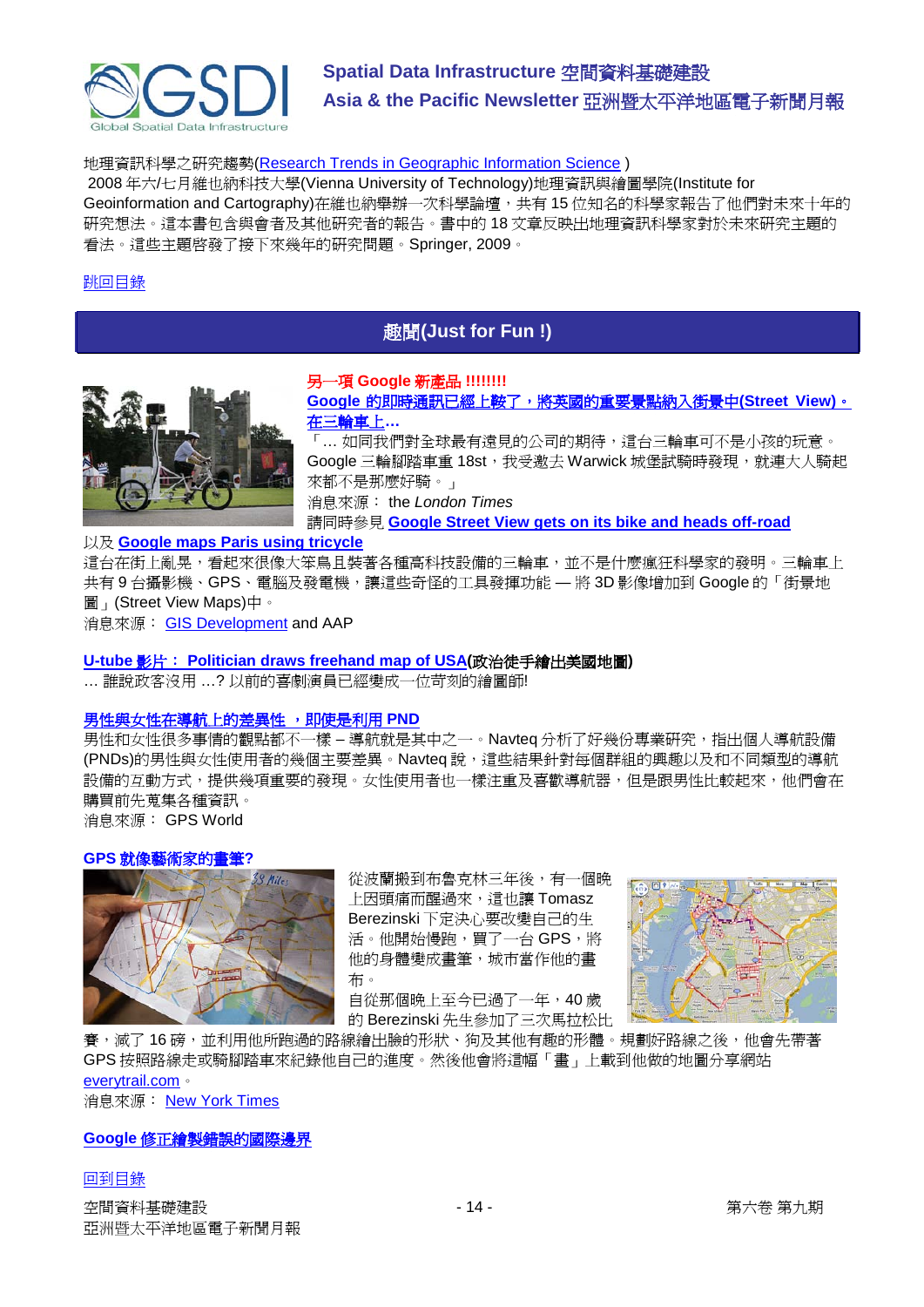地理資訊科學之研究趨勢(Research Trends in Geographic Information Science )
2008 年六/七月維也納科技大學(Vienna University of Technology)地理資訊與繪圖學院(Institute for Geoinformation and Cartography)在維也納舉辦一次科學論壇，共有 15 位知名的科學家報告了他們對未來十年的研究想法。這本書包含與會者及其他研究者的報告。書中的 18 文章反映出地理資訊科學家對於未來研究主題的看法。這些主題啓發了接下來幾年的研究問題。Springer, 2009。

跳回目錄

## 趣聞(Just for Fun !)

**另一項 Google 新產品 !!!!!!!!**

**Google 的即時通訊已經上鞍了，將英國的重要景點納入街景中(Street View)。在三輪車上…**

「… 如同我們對全球最有遠見的公司的期待，這台三輪車可不是小孩的玩意。Google 三輪腳踏車重 18st，我受邀去 Warwick 城堡試騎時發現，就連大人騎起來都不是那麼好騎。」
消息來源： the *London Times*
請同時參見 **Google Street View gets on its bike and heads off-road**
以及 **Google maps Paris using tricycle**
這台在街上亂晃，看起來很像大笨鳥且裝著各種高科技設備的三輪車，並不是什麼瘋狂科學家的發明。三輪車上共有 9 台攝影機、GPS、電腦及發電機，讓這些奇怪的工具發揮功能 — 將 3D 影像增加到 Google 的「街景地圖」(Street View Maps)中。
消息來源： GIS Development and AAP

**U-tube 影片： Politician draws freehand map of USA(政治徒手繪出美國地圖)**
… 誰說政客沒用 …? 以前的喜劇演員已經變成一位苛刻的繪圖師!

**男性與女性在導航上的差異性 ，即使是利用 PND**
男性和女性很多事情的觀點都不一樣 – 導航就是其中之一。Navteq 分析了好幾份專業研究，指出個人導航設備(PNDs)的男性與女性使用者的幾個主要差異。Navteq 說，這些結果針對每個群組的興趣以及和不同類型的導航設備的互動方式，提供幾項重要的發現。女性使用者也一樣注重及喜歡導航器，但是跟男性比較起來，他們會在購買前先蒐集各種資訊。
消息來源： GPS World

**GPS 就像藝術家的畫筆?**
從波蘭搬到布魯克林三年後，有一個晚上因頭痛而醒過來，這也讓 Tomasz Berezinski 下定決心要改變自己的生活。他開始慢跑，買了一台 GPS，將他的身體變成畫筆，城市當作他的畫布。
自從那個晚上至今已過了一年，40 歲的 Berezinski 先生參加了三次馬拉松比賽，減了 16 磅，並利用他所跑過的路線繪出臉的形狀、狗及其他有趣的形體。規劃好路線之後，他會先帶著 GPS 按照路線走或騎腳踏車來紀錄他自己的進度。然後他會將這幅「畫」上載到他做的地圖分享網站 everytrail.com。
消息來源： New York Times

**Google 修正繪製錯誤的國際邊界**

回到目錄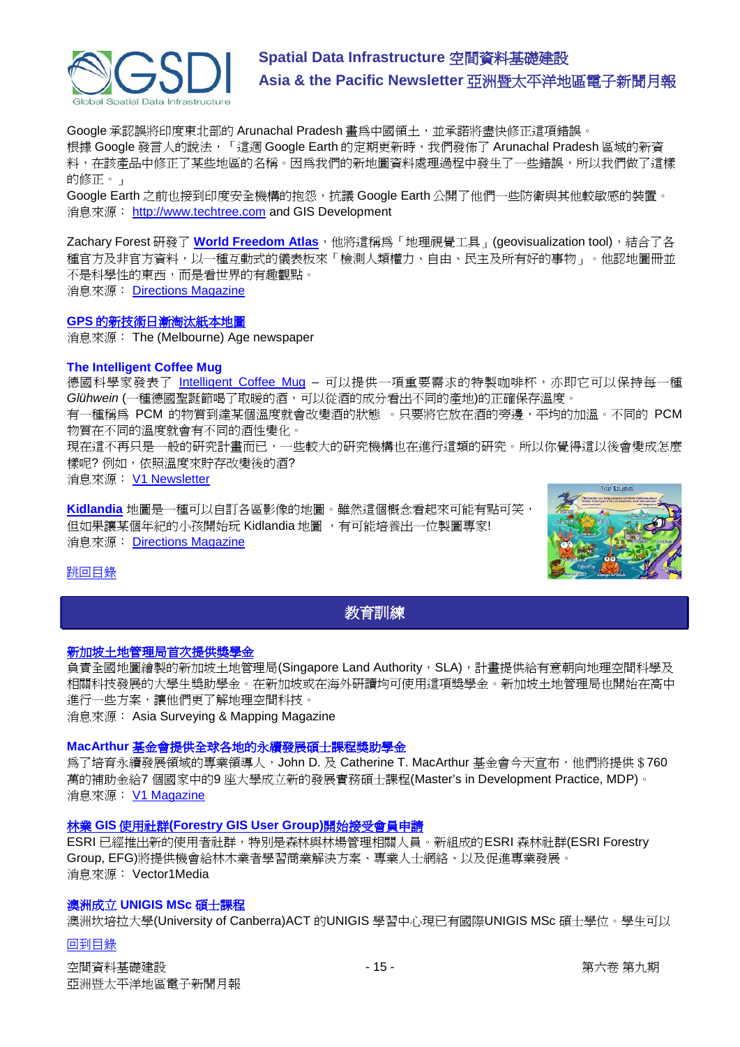Google 承認誤將印度東北部的 Arunachal Pradesh 畫爲中國領土，並承諾將盡快修正這項錯誤。
根據 Google 發言人的說法，「這週 Google Earth 的定期更新時，我們發佈了 Arunachal Pradesh 區域的新資料，在該產品中修正了某些地區的名稱。因爲我們的新地圖資料處理過程中發生了一些錯誤，所以我們做了這樣的修正。」
Google Earth 之前也接到印度安全機構的抱怨，抗議 Google Earth 公開了他們一些防衛與其他較敏感的裝置。
消息來源： http://www.techtree.com and GIS Development

Zachary Forest 研發了 **World Freedom Atlas**，他將這稱爲「地理視覺工具」(geovisualization tool)，結合了各種官方及非官方資料，以一種互動式的儀表板來「檢測人類權力、自由、民主及所有好的事物」。他認認地圖冊並不是科學性的東西，而是看世界的有趣觀點。
消息來源： Directions Magazine

**GPS 的新技術日漸淘汰紙本地圖**
消息來源： The (Melbourne) Age newspaper

**The Intelligent Coffee Mug**
德國科學家發表了 Intelligent Coffee Mug – 可以提供一項重要需求的特製咖啡杯，亦即它可以保持每一種 *Glühwein* (一種德國聖誕節喝了取暖的酒，可以從酒的成分看出不同的產地)的正確保存溫度。
有一種稱爲 PCM 的物質到達某個溫度就會改變酒的狀態 。只要將它放在酒的旁邊，平均的加溫。不同的 PCM 物質在不同的溫度就會有不同的酒性變化。
現在這不再只是一般的研究計畫而已，一些較大的研究機構也在進行這類的研究。所以你覺得這以後會變成怎麼樣呢? 例如，依照溫度來貯存改變後的酒?
消息來源： V1 Newsletter

**Kidlandia** 地圖是一種可以自訂各區影像的地圖。雖然這個概念看起來可能有點可笑，但如果讓某個年紀的小孩開始玩 Kidlandia 地圖 ，有可能培養出一位製圖專家!
消息來源： Directions Magazine

跳回目錄

## 教育訓練

**新加坡土地管理局首次提供獎學金**
負責全國地圖繪製的新加坡土地管理局(Singapore Land Authority，SLA)，計畫提供給有意朝向地理空間科學及相關科技發展的大學生獎助學金。在新加坡或在海外研讀均可使用這項獎學金。新加坡土地管理局也開始在高中進行一些方案，讓他們更了解地理空間科技。
消息來源： Asia Surveying & Mapping Magazine

**MacArthur 基金會提供全球各地的永續發展碩士課程獎助學金**
爲了培育永續發展領域的專業領導人，John D. 及 Catherine T. MacArthur 基金會今天宣布，他們將提供＄760 萬的補助金給7 個國家中的9 座大學成立新的發展實務碩士課程(Master's in Development Practice, MDP)。
消息來源： V1 Magazine

**林業 GIS 使用社群(Forestry GIS User Group)開始接受會員申請**
ESRI 已經推出新的使用者社群，特別是森林與林場管理相關人員。新組成的ESRI 森林社群(ESRI Forestry Group, EFG)將提供機會給林木業者學習商業解決方案、專業人士網絡、以及促進專業發展。
消息來源： Vector1Media

**澳洲成立 UNIGIS MSc 碩士課程**
澳洲坎培拉大學(University of Canberra)ACT 的UNIGIS 學習中心現已有國際UNIGIS MSc 碩士學位。學生可以

回到目錄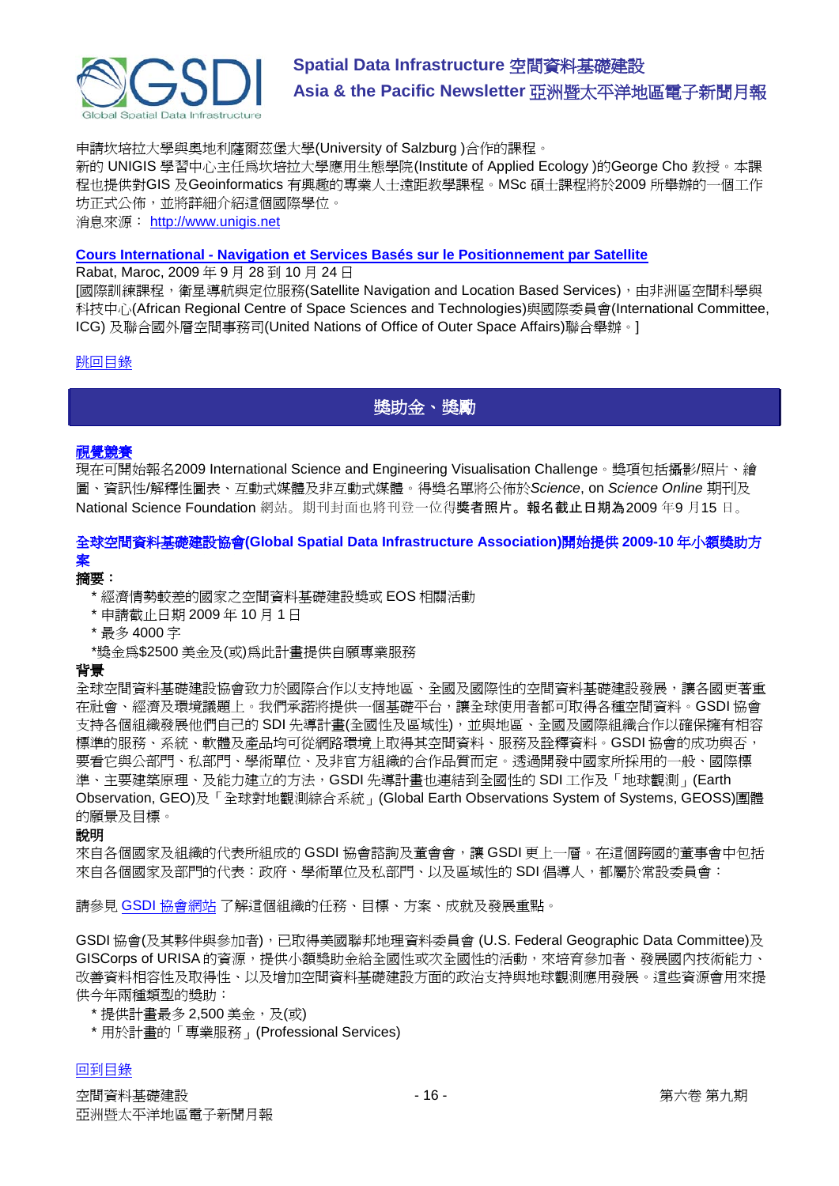申請坎培拉大學與奧地利薩爾茲堡大學(University of Salzburg )合作的課程。
新的 UNIGIS 學習中心主任爲坎培拉大學應用生態學院(Institute of Applied Ecology )的George Cho 教授。本課程也提供對GIS 及Geoinformatics 有興趣的專業人士遠距教學課程。MSc 碩士課程將於2009 所舉辦的一個工作坊正式公佈，並將詳細介紹這個國際學位。
消息來源： http://www.unigis.net

**Cours International - Navigation et Services Basés sur le Positionnement par Satellite**
Rabat, Maroc, 2009 年 9 月 28 到 10 月 24 日
[國際訓練課程，衛星導航與定位服務(Satellite Navigation and Location Based Services)，由非洲區空間科學與科技中心(African Regional Centre of Space Sciences and Technologies)與國際委員會(International Committee, ICG) 及聯合國外層空間事務司(United Nations of Office of Outer Space Affairs)聯合舉辦。]

跳回目錄

## 獎助金、獎勵

**視覺競賽**
現在可開始報名2009 International Science and Engineering Visualisation Challenge。獎項包括攝影/照片、繪圖、資訊性/解釋性圖表、互動式媒體及非互動式媒體。得獎名單將公佈於*Science*, on *Science Online* 期刊及National Science Foundation 網站。期刊封面也將刊登一位得**獎者照片。報名截止日期為**2009 年9 月15 日。

**全球空間資料基礎建設協會(Global Spatial Data Infrastructure Association)開始提供 2009-10 年小額獎助方案**

**摘要：**

* 經濟情勢較差的國家之空間資料基礎建設獎或 EOS 相關活動
* 申請截止日期 2009 年 10 月 1 日
* 最多 4000 字
*獎金爲$2500 美金及(或)爲此計畫提供自願專業服務

**背景**
全球空間資料基礎建設協會致力於國際合作以支持地區、全國及國際性的空間資料基礎建設發展，讓各國更著重在社會、經濟及環境議題上。我們承諾將提供一個基礎平台，讓全球使用者都可取得各種空間資料。GSDI 協會支持各個組織發展他們自己的 SDI 先導計畫(全國性及區域性)，並與地區、全國及國際組織合作以確保擁有相容標準的服務、系統、軟體及產品均可從網路環境上取得其空間資料、服務及詮釋資料。GSDI 協會的成功與否，要看它與公部門、私部門、學術單位、及非官方組織的合作品質而定。透過開發中國家所採用的一般、國際標準、主要建築原理、及能力建立的方法，GSDI 先導計畫也連結到全國性的 SDI 工作及「地球觀測」(Earth Observation, GEO)及「全球對地觀測綜合系統」(Global Earth Observations System of Systems, GEOSS)團體的願景及目標。

**說明**
來自各個國家及組織的代表所組成的 GSDI 協會諮詢及董會會，讓 GSDI 更上一層。在這個跨國的董事會中包括來自各個國家及部門的代表：政府、學術單位及私部門、以及區域性的 SDI 倡導人，都屬於常設委員會：

請參見 GSDI 協會網站 了解這個組織的任務、目標、方案、成就及發展重點。

GSDI 協會(及其夥伴與參加者)，已取得美國聯邦地理資料委員會 (U.S. Federal Geographic Data Committee)及 GISCorps of URISA 的資源，提供小額獎助金給全國性或次全國性的活動，來培育參加者、發展國內技術能力、改善資料相容性及取得性、以及增加空間資料基礎建設方面的政治支持與地球觀測應用發展。這些資源會用來提供今年兩種類型的獎助：

* 提供計畫最多 2,500 美金，及(或)
* 用於計畫的「專業服務」(Professional Services)

回到目錄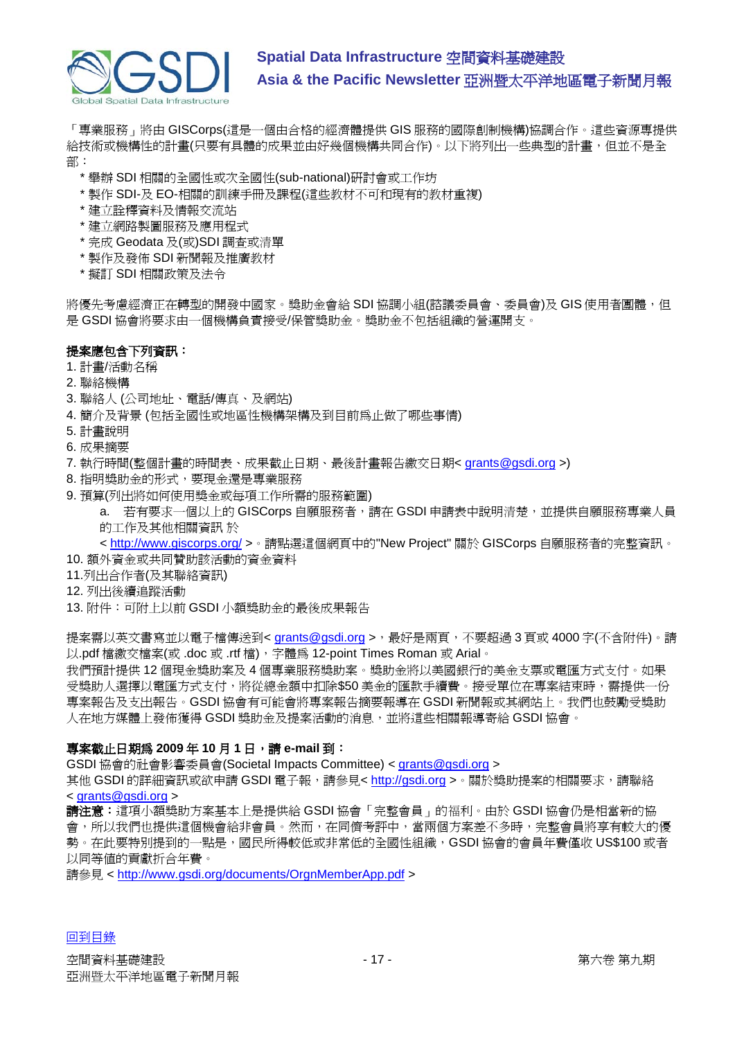「專業服務」將由 GISCorps(這是一個由合格的經濟體提供 GIS 服務的國際創制機構)協調合作。這些資源專提供給技術或機構性的計畫(只要有具體的成果並由好幾個機構共同合作)。以下將列出一些典型的計畫，但並不是全部：

* 舉辦 SDI 相關的全國性或次全國性(sub-national)研討會或工作坊
* 製作 SDI-及 EO-相關的訓練手冊及課程(這些教材不可和現有的教材重複)
* 建立詮釋資料及情報交流站
* 建立網路製圖服務及應用程式
* 完成 Geodata 及(或)SDI 調查或清單
* 製作及發佈 SDI 新聞報及推廣教材
* 擬訂 SDI 相關政策及法令

將優先考慮經濟正在轉型的開發中國家。獎助金會給 SDI 協調小組(諮議委員會、委員會)及 GIS 使用者團體，但是 GSDI 協會將要求由一個機構負責接受/保管獎助金。獎助金不包括組織的營運開支。

**提案應包含下列資訊：**

1. 計畫/活動名稱
2. 聯絡機構
3. 聯絡人 (公司地址、電話/傳真、及網站)
4. 簡介及背景 (包括全國性或地區性機構架構及到目前為止做了哪些事情)
5. 計畫說明
6. 成果摘要
7. 執行時間(整個計畫的時間表、成果截止日期、最後計畫報告繳交日期< grants@gsdi.org >)
8. 指明獎助金的形式，要現金還是專業服務
9. 預算(列出將如何使用獎金或每項工作所需的服務範圍)
   a. 若有要求一個以上的 GISCorps 自願服務者，請在 GSDI 申請表中說明清楚，並提供自願服務專業人員的工作及其他相關資訊 於 < http://www.giscorps.org/ >。請點選這個網頁中的"New Project" 關於 GISCorps 自願服務者的完整資訊。
10. 額外資金或共同贊助該活動的資金資料
11. 列出合作者(及其聯絡資訊)
12. 列出後續追蹤活動
13. 附件：可附上以前 GSDI 小額獎助金的最後成果報告

提案需以英文書寫並以電子檔傳送到< grants@gsdi.org >，最好是兩頁，不要超過 3 頁或 4000 字(不含附件)。請以.pdf 檔繳交檔案(或 .doc 或 .rtf 檔)，字體為 12-point Times Roman 或 Arial。

我們預計提供 12 個現金獎助案及 4 個專業服務獎助案。獎助金將以美國銀行的美金支票或電匯方式支付。如果受獎助人選擇以電匯方式支付，將從總金額中扣除$50 美金的匯款手續費。接受單位在專案結束時，需提供一份專案報告及支出報告。GSDI 協會有可能會將專案報告摘要報導在 GSDI 新聞報或其網站上。我們也鼓勵受獎助人在地方媒體上發佈獲得 GSDI 獎助金及提案活動的消息，並將這些相關報導寄給 GSDI 協會。

**專案截止日期為 2009 年 10 月 1 日，請 e-mail 到：**

GSDI 協會的社會影響委員會(Societal Impacts Committee) < grants@gsdi.org >

其他 GSDI 的詳細資訊或欲申請 GSDI 電子報，請參見< http://gsdi.org >。關於獎助提案的相關要求，請聯絡 < grants@gsdi.org >

**請注意：**這項小額獎助方案基本上是提供給 GSDI 協會「完整會員」的福利。由於 GSDI 協會仍是相當新的協會，所以我們也提供這個機會給非會員。然而，在同儕考評中，當兩個方案差不多時，完整會員將享有較大的優勢。在此要特別提到的一點是，國民所得較低或非常低的全國性組織，GSDI 協會的會員年費僅收 US$100 或者以同等值的貢獻折合年費。

請參見 < http://www.gsdi.org/documents/OrgnMemberApp.pdf >

回到目錄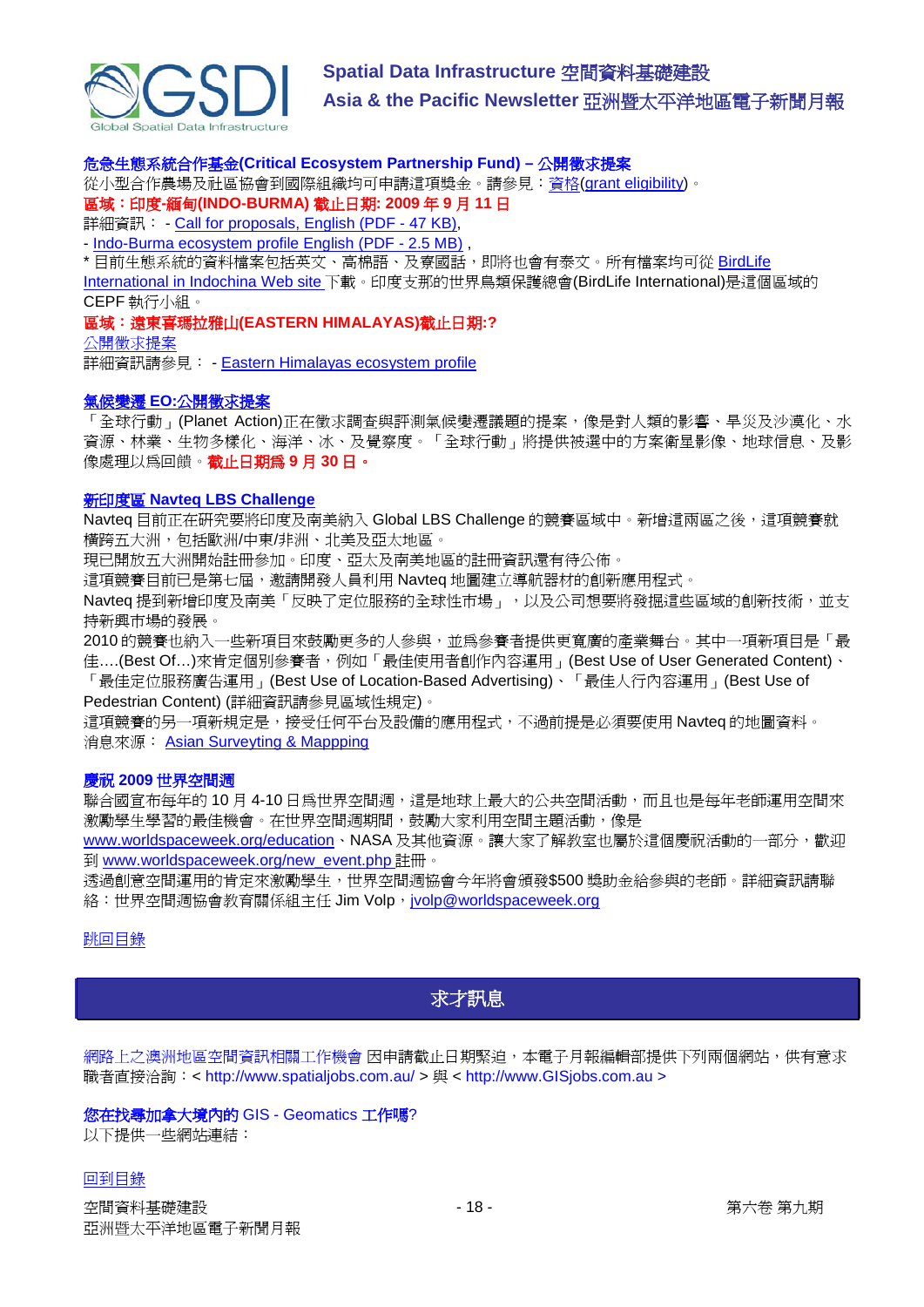**危急生態系統合作基金(Critical Ecosystem Partnership Fund) – 公開徵求提案**

從小型合作農場及社區協會到國際組織均可申請這項獎金。請參見：資格(grant eligibility)。

**區域：印度-緬甸(INDO-BURMA) 截止日期: 2009 年 9 月 11 日**

詳細資訊： - Call for proposals, English (PDF - 47 KB),

- Indo-Burma ecosystem profile English (PDF - 2.5 MB) ,

* 目前生態系統的資料檔案包括英文、高棉語、及寮國話，即將也會有泰文。所有檔案均可從 BirdLife International in Indochina Web site 下載。印度支那的世界鳥類保護總會(BirdLife International)是這個區域的 CEPF 執行小組。

**區域：遠東喜瑪拉雅山(EASTERN HIMALAYAS)截止日期:?**

公開徵求提案

詳細資訊請參見： - Eastern Himalayas ecosystem profile

**氣候變遷 EO:公開徵求提案**

「全球行動」(Planet Action)正在徵求調查與評測氣候變遷議題的提案，像是對人類的影響、旱災及沙漠化、水資源、林業、生物多樣化、海洋、冰、及覺察度。「全球行動」將提供被選中的方案衛星影像、地球信息、及影像處理以為回饋。**截止日期為 9 月 30 日。**

**新印度區 Navteq LBS Challenge**

Navteq 目前正在研究要將印度及南美納入 Global LBS Challenge 的競賽區域中。新增這兩區之後，這項競賽就橫跨五大洲，包括歐洲/中東/非洲、北美及亞太地區。

現已開放五大洲開始註冊參加。印度、亞太及南美地區的註冊資訊還有待公佈。

這項競賽目前已是第七屆，邀請開發人員利用 Navteq 地圖建立導航器材的創新應用程式。

Navteq 提到新增印度及南美「反映了定位服務的全球性市場」，以及公司想要將發掘這些區域的創新技術，並支持新興市場的發展。

2010 的競賽也納入一些新項目來鼓勵更多的人參與，並為參賽者提供更寬廣的產業舞台。其中一項新項目是「最佳….(Best Of…)來肯定個別參賽者，例如「最佳使用者創作內容運用」(Best Use of User Generated Content)、「最佳定位服務廣告運用」(Best Use of Location-Based Advertising)、「最佳人行內容運用」(Best Use of Pedestrian Content) (詳細資訊請參見區域性規定)。

這項競賽的另一項新規定是，接受任何平台及設備的應用程式，不過前提是必須要使用 Navteq 的地圖資料。

消息來源： Asian Surveyting & Mappping

**慶祝 2009 世界空間週**

聯合國宣布每年的 10 月 4-10 日為世界空間週，這是地球上最大的公共空間活動，而且也是每年老師運用空間來激勵學生學習的最佳機會。在世界空間週期間，鼓勵大家利用空間主題活動，像是 www.worldspaceweek.org/education、NASA 及其他資源。讓大家了解教室也屬於這個慶祝活動的一部分，歡迎到 www.worldspaceweek.org/new_event.php 註冊。

透過創意空間運用的肯定來激勵學生，世界空間週協會今年將會頒發$500 獎助金給參與的老師。詳細資訊請聯絡：世界空間週協會教育關係組主任 Jim Volp，jvolp@worldspaceweek.org

跳回目錄

## 求才訊息

網路上之澳洲地區空間資訊相關工作機會 因申請截止日期緊迫，本電子月報編輯部提供下列兩個網站，供有意求職者直接洽詢：< http://www.spatialjobs.com.au/ > 與 < http://www.GISjobs.com.au >

**您在找尋加拿大境內的 GIS - Geomatics 工作嗎?**

以下提供一些網站連結：

回到目錄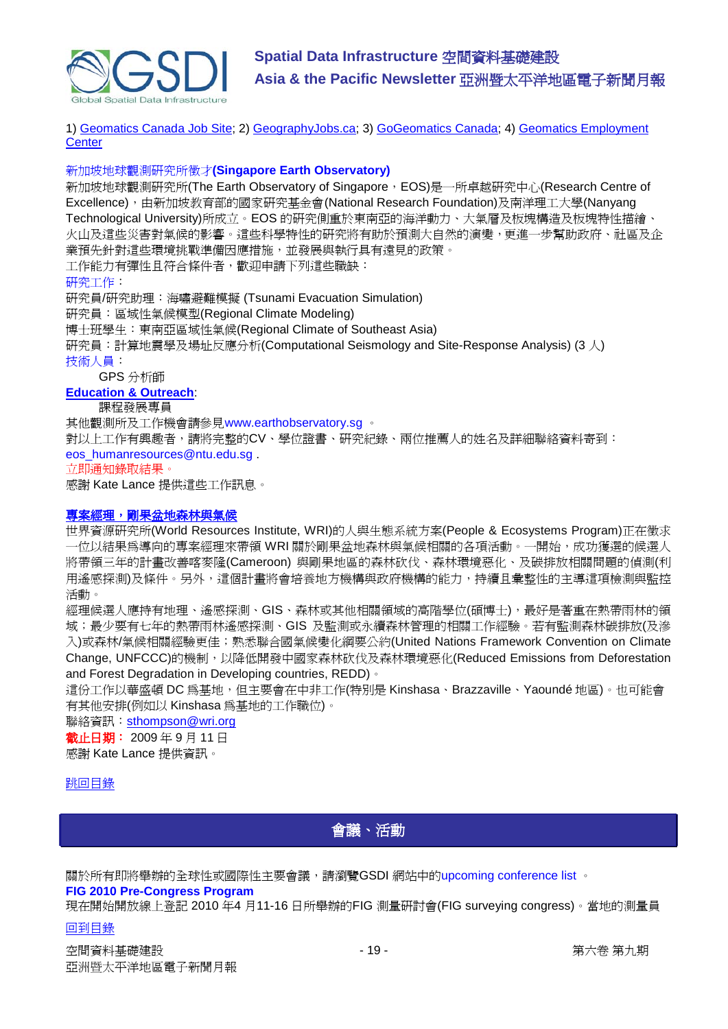1) Geomatics Canada Job Site; 2) GeographyJobs.ca; 3) GoGeomatics Canada; 4) Geomatics Employment Center

新加坡地球觀測研究所徵才**(Singapore Earth Observatory)**

新加坡地球觀測研究所(The Earth Observatory of Singapore，EOS)是一所卓越研究中心(Research Centre of Excellence)，由新加坡教育部的國家研究基金會(National Research Foundation)及南洋理工大學(Nanyang Technological University)所成立。EOS 的研究側重於東南亞的海洋動力、大氣層及板塊構造及板塊特性描繪、火山及這些災害對氣候的影響。這些科學特性的研究將有助於預測大自然的演變，更進一步幫助政府、社區及企業預先針對這些環境挑戰準備因應措施，並發展與執行具有遠見的政策。

工作能力有彈性且符合條件者，歡迎申請下列這些職缺：

研究工作：

研究員/研究助理：海嘯避難模擬 (Tsunami Evacuation Simulation)

研究員：區域性氣候模型(Regional Climate Modeling)

博士班學生：東南亞區域性氣候(Regional Climate of Southeast Asia)

研究員：計算地震學及場址反應分析(Computational Seismology and Site-Response Analysis) (3 人)

技術人員：

GPS 分析師

**Education & Outreach**:

課程發展專員

其他觀測所及工作機會請參見www.earthobservatory.sg 。

對以上工作有興趣者，請將完整的CV、學位證書、研究紀錄、兩位推薦人的姓名及詳細聯絡資料寄到：eos_humanresources@ntu.edu.sg .

立即通知錄取結果。

感謝 Kate Lance 提供這些工作訊息。

**專案經理，剛果盆地森林與氣候**

世界資源研究所(World Resources Institute, WRI)的人與生態系統方案(People & Ecosystems Program)正在徵求一位以結果為導向的專案經理來帶領 WRI 關於剛果盆地森林與氣候相關的各項活動。一開始，成功獲選的候選人將帶領三年的計畫改善喀麥隆(Cameroon) 與剛果地區的森林砍伐、森林環境惡化、及碳排放相關問題的偵測(利用遙感探測)及條件。另外，這個計畫將會培養地方機構與政府機構的能力，持續且彙整性的主導這項檢測與監控活動。

經理候選人應持有地理、遙感探測、GIS、森林或其他相關領域的高階學位(碩博士)，最好是著重在熱帶雨林的領域；最少要有七年的熱帶雨林遙感探測、GIS 及監測或永續森林管理的相關工作經驗。若有監測森林碳排放(及滲入)或森林/氣候相關經驗更佳；熟悉聯合國氣候變化綱要公約(United Nations Framework Convention on Climate Change, UNFCCC)的機制，以降低開發中國家森林砍伐及森林環境惡化(Reduced Emissions from Deforestation and Forest Degradation in Developing countries, REDD)。

這份工作以華盛頓 DC 為基地，但主要會在中非工作(特別是 Kinshasa、Brazzaville、Yaoundé 地區)。也可能會有其他安排(例如以 Kinshasa 為基地的工作職位)。

聯絡資訊：sthompson@wri.org

**截止日期：** 2009 年 9 月 11 日

感謝 Kate Lance 提供資訊。

跳回目錄

## 會議、活動

關於所有即將舉辦的全球性或國際性主要會議，請瀏覽GSDI 網站中的upcoming conference list 。

**FIG 2010 Pre-Congress Program**

現在開始開放線上登記 2010 年4 月11-16 日所舉辦的FIG 測量研討會(FIG surveying congress)。當地的測量員

回到目錄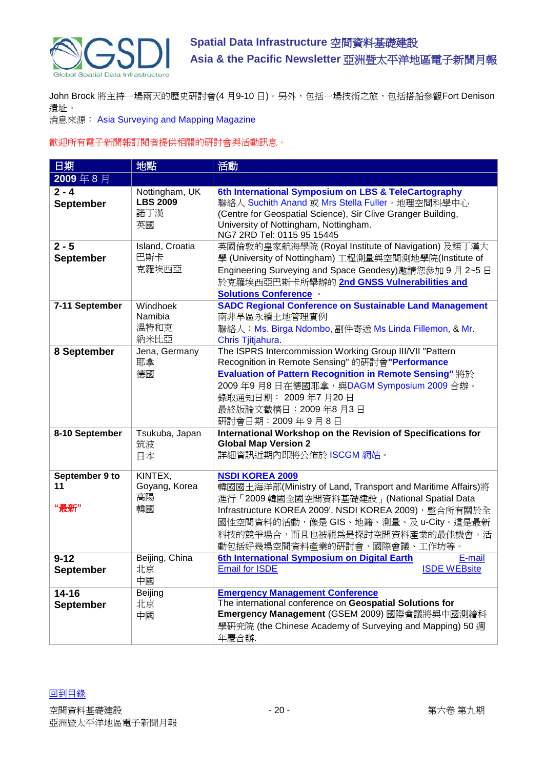John Brock 將主持一場兩天的歷史研討會(4 月9-10 日)。另外，包括一場技術之旅，包括搭船參觀Fort Denison 遺址。
消息來源： Asia Surveying and Mapping Magazine

歡迎所有電子新聞報訂閱者提供相關的研討會與活動訊息。

| 日期 | 地點 | 活動 |
|---|---|---|
| **2009 年 8 月** | | |
| **2 - 4 September** | Nottingham, UK **LBS 2009** 諾丁漢 英國 | **6th International Symposium on LBS & TeleCartography** 聯絡人 Suchith Anand 或 Mrs Stella Fuller。地理空間科學中心 (Centre for Geospatial Science), Sir Clive Granger Building, University of Nottingham, Nottingham. NG7 2RD Tel: 0115 95 15445 |
| **2 - 5 September** | Island, Croatia 巴斯卡 克羅埃西亞 | 英國倫敦的皇家航海學院 (Royal Institute of Navigation) 及諾丁漢大學 (University of Nottingham) 工程測量與空間測地學院(Institute of Engineering Surveying and Space Geodesy)邀請您參加 9 月 2~5 日於克羅埃西亞巴斯卡所舉辦的 **2nd GNSS Vulnerabilities and Solutions Conference** 。 |
| **7-11 September** | Windhoek Namibia 溫特和克 納米比亞 | **SADC Regional Conference on Sustainable Land Management** 南非旱區永續土地管理實例 聯絡人：Ms. Birga Ndombo, 副件寄送 Ms Linda Fillemon, & Mr. Chris Tjitjahura. |
| **8 September** | Jena, Germany 耶拿 德國 | The ISPRS Intercommission Working Group III/VII "Pattern Recognition in Remote Sensing" 的研討會**"Performance Evaluation of Pattern Recognition in Remote Sensing"** 將於 2009 年9 月8 日在德國耶拿，與DAGM Symposium 2009 合辦。 錄取通知日期： 2009 年7 月20 日 最終版論文截稿日：2009 年8 月3 日 研討會日期：2009 年 9 月 8 日 |
| **8-10 September** | Tsukuba, Japan 筑波 日本 | **International Workshop on the Revision of Specifications for Global Map Version 2** 詳細資訊近期內即將公佈於 ISCGM 網站。 |
| **September 9 to 11** **"最新"** | KINTEX, Goyang, Korea 高陽 韓國 | **NSDI KOREA 2009** 韓國國土海洋部(Ministry of Land, Transport and Maritime Affairs)將進行「2009 韓國全國空間資料基礎建設」(National Spatial Data Infrastructure KOREA 2009'. NSDI KOREA 2009)，整合所有關於全國性空間資料的活動，像是 GIS、地籍、測量、及 u-City。這是最新科技的競爭場合，而且也被視爲是探討空間資料產業的最佳機會。活動包括好幾場空間資料產業的研討會、國際會議、工作坊等。 |
| **9-12 September** | Beijing, China 北京 中國 | **6th International Symposium on Digital Earth** E-mail Email for ISDE ISDE WEBsite |
| **14-16 September** | Beijing 北京 中國 | **Emergency Management Conference** The international conference on **Geospatial Solutions for Emergency Management** (GSEM 2009) 國際會議將與中國測繪科學研究院 (the Chinese Academy of Surveying and Mapping) 50 週年慶合辦. |

回到目錄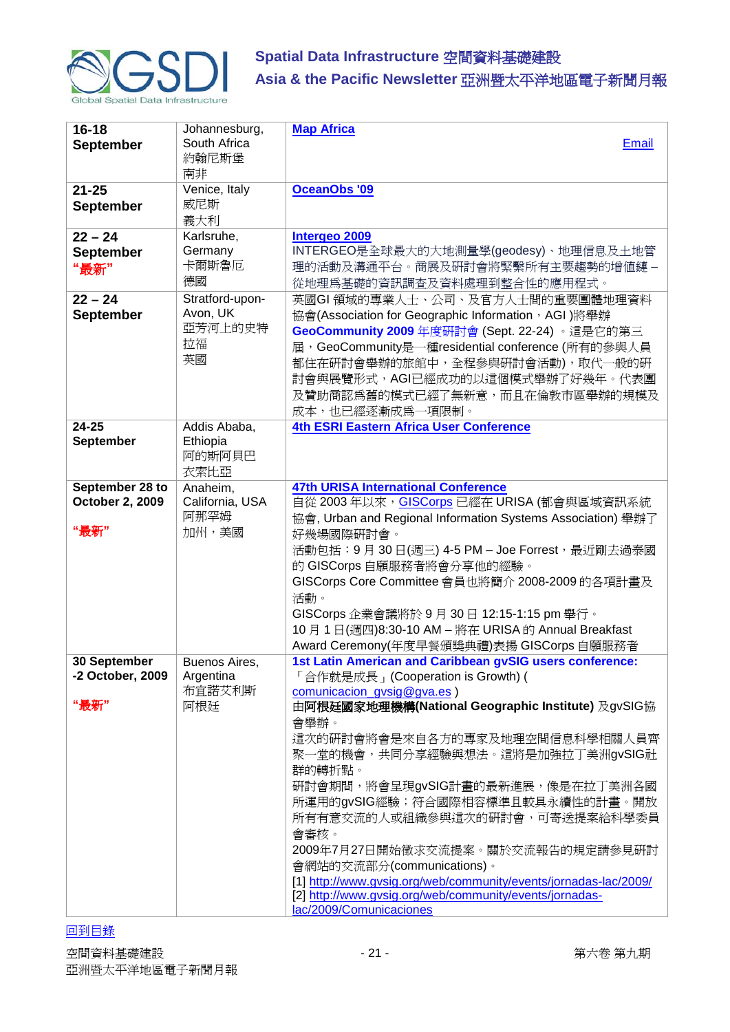| | | |
|---|---|---|
| **16-18 September** | Johannesburg, South Africa 約翰尼斯堡 南非 | **Map Africa** Email |
| **21-25 September** | Venice, Italy 威尼斯 義大利 | **OceanObs '09** |
| **22 – 24 September** **"最新"** | Karlsruhe, Germany 卡爾斯魯厄 德國 | **Intergeo 2009** INTERGEO是全球最大的大地測量學(geodesy)、地理信息及土地管理的活動及溝通平台。商展及研討會將緊緊所有主要趨勢的增值鏈 – 從地理為基礎的資訊調查及資料處理到整合性的應用程式。 |
| **22 – 24 September** | Stratford-upon-Avon, UK 亞芳河上的史特拉福 英國 | 英國GI 領域的專業人士、公司、及官方人士間的重要團體地理資料協會(Association for Geographic Information，AGI )將舉辦 **GeoCommunity 2009** 年度研討會 (Sept. 22-24) 。這是它的第三屆，GeoCommunity是一種residential conference (所有的參與人員都住在研討會舉辦的旅館中，全程參與研討會活動)，取代一般的研討會與展覽形式，AGI已經成功的以這個模式舉辦了好幾年。代表團及贊助商認為舊的模式已經了無新意，而且在倫敦市區舉辦的規模及成本，也已經逐漸成為一項限制。 |
| **24-25 September** | Addis Ababa, Ethiopia 阿的斯阿貝巴 衣索比亞 | **4th ESRI Eastern Africa User Conference** |
| **September 28 to October 2, 2009** **"最新"** | Anaheim, California, USA 阿那罕姆 加州，美國 | **47th URISA International Conference** 自從 2003 年以來，GISCorps 已經在 URISA (都會與區域資訊系統協會, Urban and Regional Information Systems Association) 舉辦了好幾場國際研討會。 活動包括：9 月 30 日(週三) 4-5 PM – Joe Forrest，最近剛去過泰國的 GISCorps 自願服務者將會分享他的經驗。 GISCorps Core Committee 會員也將簡介 2008-2009 的各項計畫及活動。 GISCorps 企業會議將於 9 月 30 日 12:15-1:15 pm 舉行。 10 月 1 日(週四)8:30-10 AM – 將在 URISA 的 Annual Breakfast Award Ceremony(年度早餐頒獎典禮)表揚 GISCorps 自願服務者 |
| **30 September -2 October, 2009** **"最新"** | Buenos Aires, Argentina 布宜諾艾利斯 阿根廷 | **1st Latin American and Caribbean gvSIG users conference:** 「合作就是成長」(Cooperation is Growth) ( comunicacion_gvsig@gva.es ) 由**阿根廷國家地理機構(National Geographic Institute)** 及gvSIG協會舉辦。 這次的研討會將會是來自各方的專家及地理空間信息科學相關人員齊聚一堂的機會，共同分享經驗與想法。這將是加強拉丁美洲gvSIG社群的轉折點。 研討會期間，將會呈現gvSIG計畫的最新進展，像是在拉丁美洲各國所運用的gvSIG經驗；符合國際相容標準且較具永續性的計畫。開放所有有意交流的人或組織參與這次的研討會，可寄送提案給科學委員會審核。 2009年7月27日開始徵求交流提案。關於交流報告的規定請參見研討會網站的交流部分(communications)。 [1] http://www.gvsig.org/web/community/events/jornadas-lac/2009/ [2] http://www.gvsig.org/web/community/events/jornadas-lac/2009/Comunicaciones |

回到目錄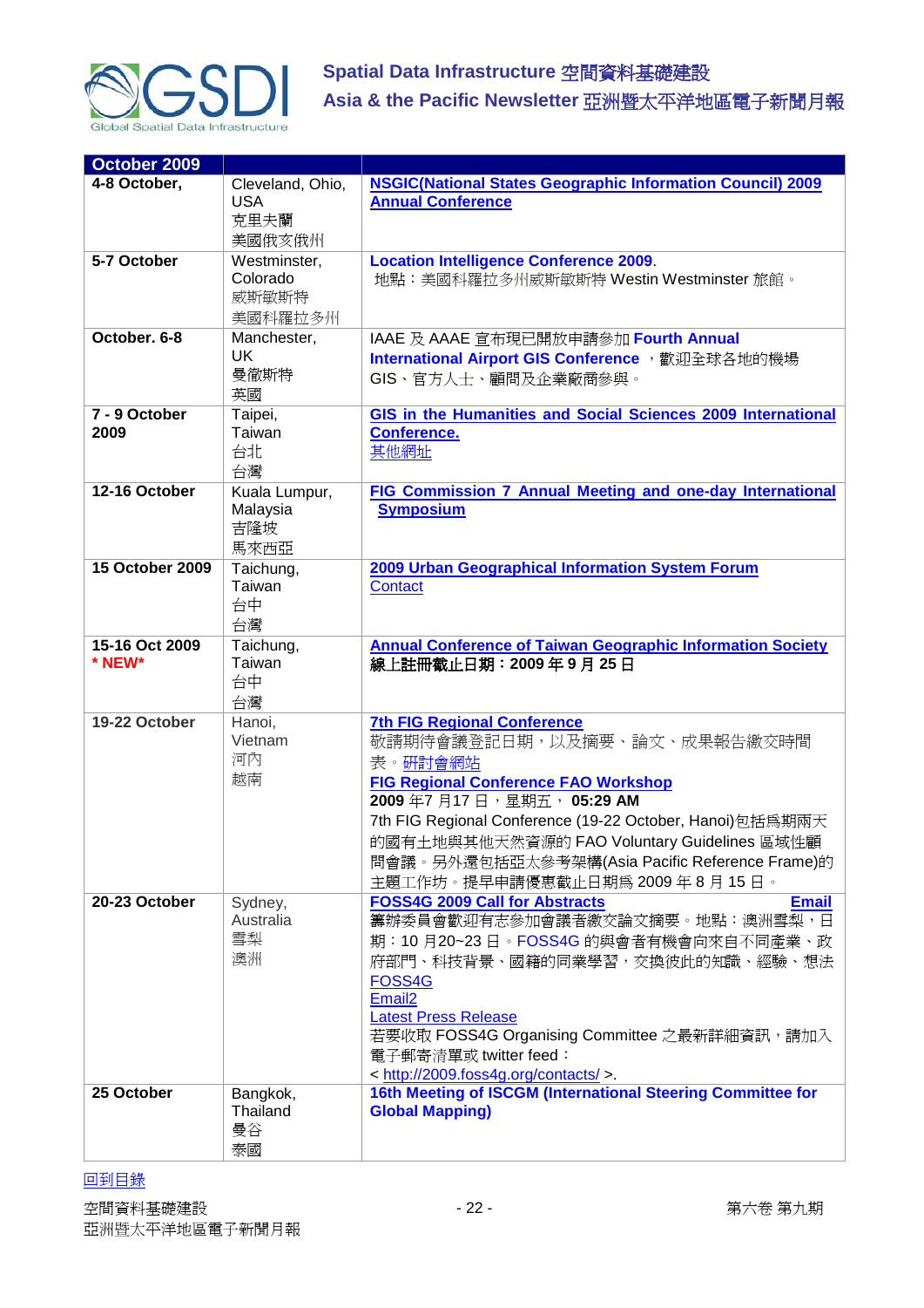| October 2009 | | |
|---|---|---|
| **4-8 October,** | Cleveland, Ohio, USA 克里夫蘭 美國俄亥俄州 | **NSGIC(National States Geographic Information Council) 2009 Annual Conference** |
| **5-7 October** | Westminster, Colorado 威斯敏斯特 美國科羅拉多州 | **Location Intelligence Conference 2009**. 地點：美國科羅拉多州威斯敏斯特 Westin Westminster 旅館。 |
| **October. 6-8** | Manchester, UK 曼徹斯特 英國 | IAAE 及 AAAE 宣布現已開放申請參加 **Fourth Annual International Airport GIS Conference** ，歡迎全球各地的機場 GIS、官方人士、顧問及企業廠商參與。 |
| **7 - 9 October 2009** | Taipei, Taiwan 台北 台灣 | **GIS in the Humanities and Social Sciences 2009 International Conference.** 其他網址 |
| **12-16 October** | Kuala Lumpur, Malaysia 吉隆坡 馬來西亞 | **FIG Commission 7 Annual Meeting and one-day International Symposium** |
| **15 October 2009** | Taichung, Taiwan 台中 台灣 | **2009 Urban Geographical Information System Forum** Contact |
| **15-16 Oct 2009** **\* NEW\*** | Taichung, Taiwan 台中 台灣 | **Annual Conference of Taiwan Geographic Information Society** **線上註冊截止日期：2009 年 9 月 25 日** |
| **19-22 October** | Hanoi, Vietnam 河內 越南 | **7th FIG Regional Conference** 敬請期待會議登記日期，以及摘要、論文、成果報告繳交時間表。研討會網站 **FIG Regional Conference FAO Workshop** **2009 年7 月17 日，星期五， 05:29 AM** 7th FIG Regional Conference (19-22 October, Hanoi)包括為期兩天的國有土地與其他天然資源的 FAO Voluntary Guidelines 區域性顧問會議。另外還包括亞太參考架構(Asia Pacific Reference Frame)的主題工作坊。提早申請優惠截止日期為 2009 年 8 月 15 日。 |
| **20-23 October** | Sydney, Australia 雪梨 澳洲 | **FOSS4G 2009 Call for Abstracts** **Email** 籌辦委員會歡迎有志參加會議者繳交論文摘要。地點：澳洲雪梨，日期：10 月20~23 日。FOSS4G 的與會者有機會向來自不同產業、政府部門、科技背景、國籍的同業學習，交換彼此的知識、經驗、想法 FOSS4G Email2 Latest Press Release 若要收取 FOSS4G Organising Committee 之最新詳細資訊，請加入電子郵寄清單或 twitter feed： < http://2009.foss4g.org/contacts/ >. |
| **25 October** | Bangkok, Thailand 曼谷 泰國 | **16th Meeting of ISCGM (International Steering Committee for Global Mapping)** |

回到目錄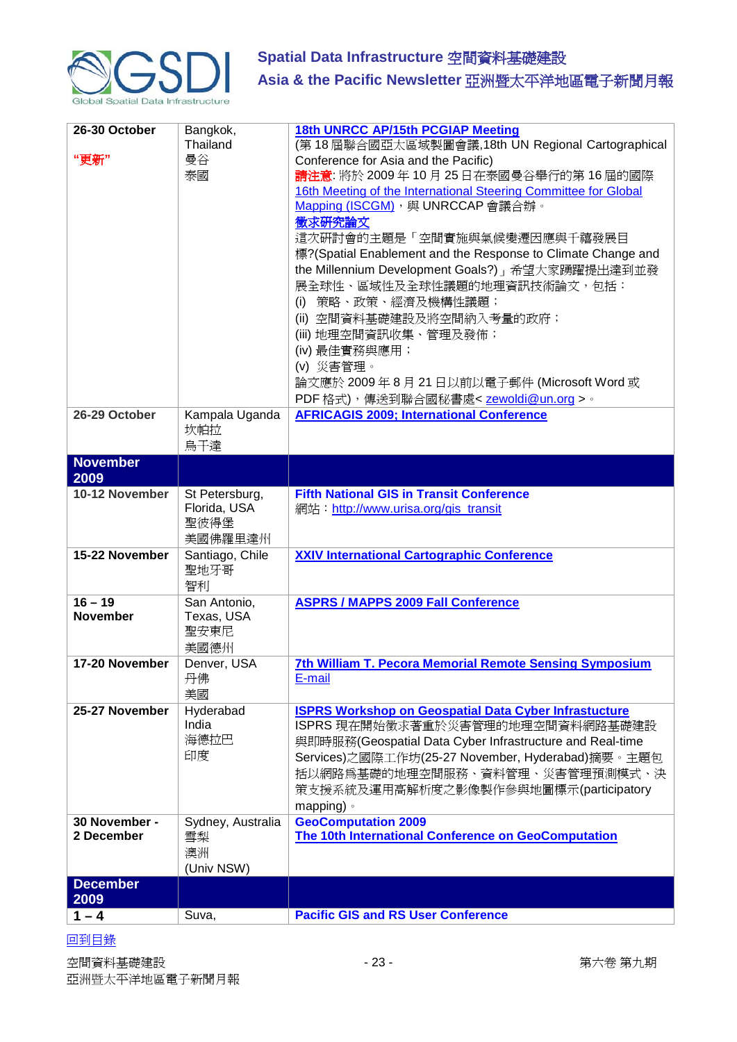| | | |
|---|---|---|
| **26-30 October**<br><br>**"更新"** | Bangkok, Thailand<br>曼谷<br>泰國 | **18th UNRCC AP/15th PCGIAP Meeting**<br>(第 18 屆聯合國亞太區域製圖會議,18th UN Regional Cartographical Conference for Asia and the Pacific)<br>**請注意**: 將於 2009 年 10 月 25 日在泰國曼谷舉行的第 16 屆的國際 16th Meeting of the International Steering Committee for Global Mapping (ISCGM)，與 UNRCCAP 會議合辦。<br>**徵求研究論文**<br>這次研討會的主題是「空間實施與氣候變遷因應與千禧發展目標?(Spatial Enablement and the Response to Climate Change and the Millennium Development Goals?)」希望大家踴躍提出達到並發展全球性、區域性及全球性議題的地理資訊技術論文，包括：<br>(i) 策略、政策、經濟及機構性議題；<br>(ii) 空間資料基礎建設及將空間納入考量的政府；<br>(iii) 地理空間資訊收集、管理及發佈；<br>(iv) 最佳實務與應用；<br>(v) 災害管理。<br>論文應於 2009 年 8 月 21 日以前以電子郵件 (Microsoft Word 或 PDF 格式)，傳送到聯合國秘書處< zewoldi@un.org >。 |
| **26-29 October** | Kampala Uganda<br>坎帕拉<br>烏干達 | **AFRICAGIS 2009; International Conference** |
| **November 2009** | | |
| **10-12 November** | St Petersburg, Florida, USA<br>聖彼得堡<br>美國佛羅里達州 | **Fifth National GIS in Transit Conference**<br>網站：http://www.urisa.org/gis_transit |
| **15-22 November** | Santiago, Chile<br>聖地牙哥<br>智利 | **XXIV International Cartographic Conference** |
| **16 – 19 November** | San Antonio, Texas, USA<br>聖安東尼<br>美國德州 | **ASPRS / MAPPS 2009 Fall Conference** |
| **17-20 November** | Denver, USA<br>丹佛<br>美國 | **7th William T. Pecora Memorial Remote Sensing Symposium**<br>E-mail |
| **25-27 November** | Hyderabad India<br>海德拉巴<br>印度 | **ISPRS Workshop on Geospatial Data Cyber Infrastucture**<br>ISPRS 現在開始徵求著重於災害管理的地理空間資料網路基礎建設與即時服務(Geospatial Data Cyber Infrastructure and Real-time Services)之國際工作坊(25-27 November, Hyderabad)摘要。主題包括以網路為基礎的地理空間服務、資料管理、災害管理預測模式、決策支援系統及運用高解析度之影像製作參與地圖標示(participatory mapping)。 |
| **30 November - 2 December** | Sydney, Australia<br>雪梨<br>澳洲<br>(Univ NSW) | **GeoComputation 2009**<br>**The 10th International Conference on GeoComputation** |
| **December 2009** | | |
| **1 – 4** | Suva, | **Pacific GIS and RS User Conference** |

回到目錄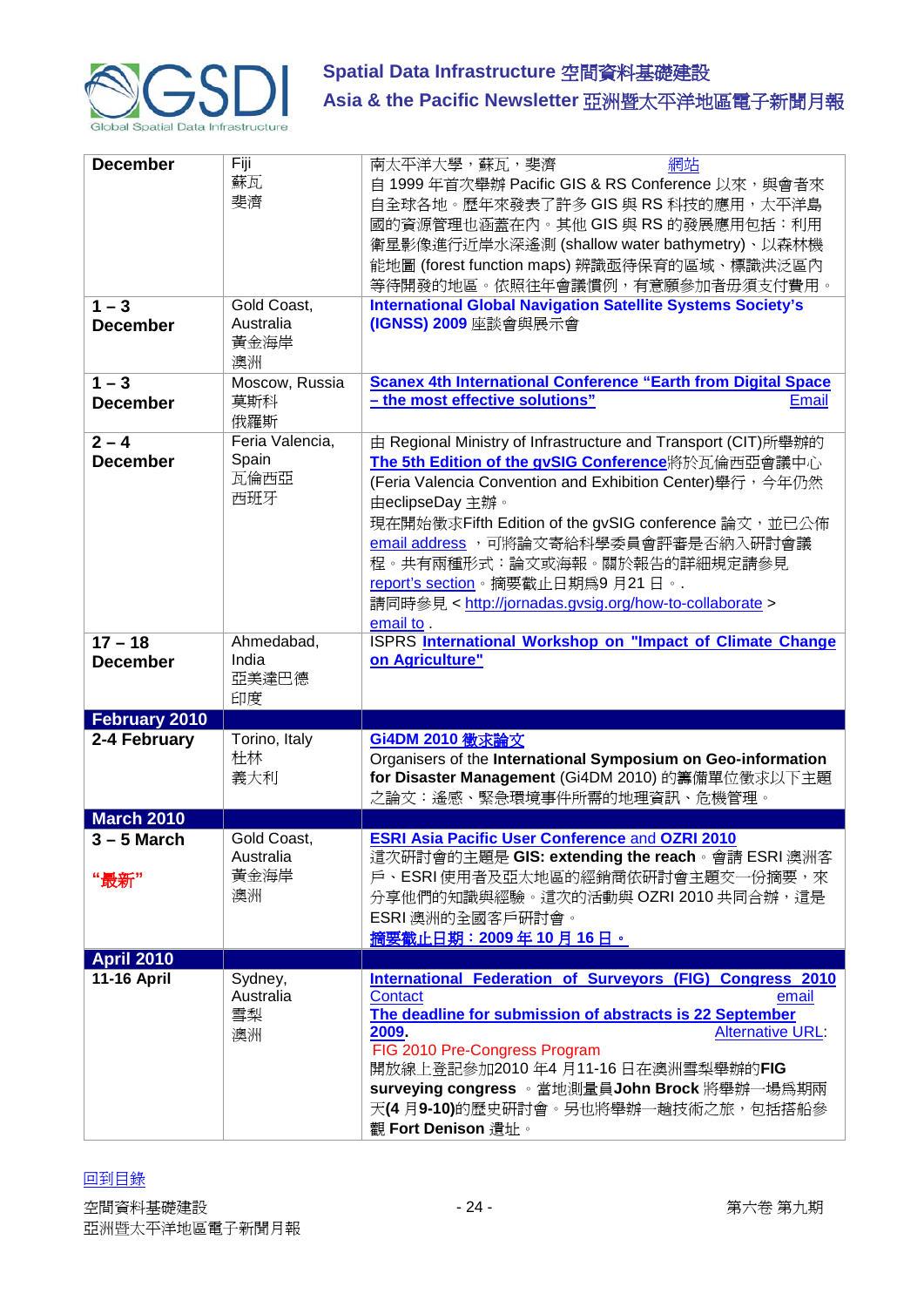| | | |
|---|---|---|
| **December** | Fiji<br>蘇瓦<br>斐濟 | 南太平洋大學，蘇瓦，斐濟 網站<br>自 1999 年首次舉辦 Pacific GIS & RS Conference 以來，與會者來自全球各地。歷年來發表了許多 GIS 與 RS 科技的應用，太平洋島國的資源管理也涵蓋在內。其他 GIS 與 RS 的發展應用包括：利用衛星影像進行近岸水深遙測 (shallow water bathymetry)、以森林機能地圖 (forest function maps) 辨識亟待保育的區域、標識洪泛區內等待開發的地區。依照往年會議慣例，有意願參加者毋須支付費用。 |
| **1 – 3 December** | Gold Coast, Australia<br>黃金海岸<br>澳洲 | **International Global Navigation Satellite Systems Society's (IGNSS) 2009** 座談會與展示會 |
| **1 – 3 December** | Moscow, Russia<br>莫斯科<br>俄羅斯 | **Scanex 4th International Conference "Earth from Digital Space – the most effective solutions"** Email |
| **2 – 4 December** | Feria Valencia, Spain<br>瓦倫西亞<br>西班牙 | 由 Regional Ministry of Infrastructure and Transport (CIT)所舉辦的 **The 5th Edition of the gvSIG Conference**將於瓦倫西亞會議中心(Feria Valencia Convention and Exhibition Center)舉行，今年仍然由eclipseDay 主辦。<br>現在開始徵求Fifth Edition of the gvSIG conference 論文，並已公佈 email address ，可將論文寄給科學委員會評審是否納入研討會議程。共有兩種形式：論文或海報。關於報告的詳細規定請參見 report's section。摘要截止日期為9 月21 日。.<br>請同時參見 < http://jornadas.gvsig.org/how-to-collaborate ><br>email to . |
| **17 – 18 December** | Ahmedabad, India<br>亞美達巴德<br>印度 | ISPRS **International Workshop on "Impact of Climate Change on Agriculture"** |
| **February 2010** | | |
| **2-4 February** | Torino, Italy<br>杜林<br>義大利 | **Gi4DM 2010 徵求論文**<br>Organisers of the **International Symposium on Geo-information for Disaster Management** (Gi4DM 2010) 的籌備單位徵求以下主題之論文：遙感、緊急環境事件所需的地理資訊、危機管理。 |
| **March 2010** | | |
| **3 – 5 March**<br><br>**"最新"** | Gold Coast, Australia<br>黃金海岸<br>澳洲 | **ESRI Asia Pacific User Conference** and **OZRI 2010**<br>這次研討會的主題是 **GIS: extending the reach**。會請 ESRI 澳洲客戶、ESRI 使用者及亞太地區的經銷商依研討會主題交一份摘要，來分享他們的知識與經驗。這次的活動與 OZRI 2010 共同合辦，這是 ESRI 澳洲的全國客戶研討會。<br>**摘要截止日期：2009 年 10 月 16 日。** |
| **April 2010** | | |
| **11-16 April** | Sydney, Australia<br>雪梨<br>澳洲 | **International Federation of Surveyors (FIG) Congress 2010**<br>Contact email<br>**The deadline for submission of abstracts is 22 September 2009.** Alternative URL:<br>FIG 2010 Pre-Congress Program<br>開放線上登記參加2010 年4 月11-16 日在澳洲雪梨舉辦的**FIG surveying congress** 。當地測量員**John Brock** 將舉辦一場為期兩天**(4 月9-10)**的歷史研討會。另也將舉辦一趟技術之旅，包括搭船參觀 **Fort Denison** 遺址。 |

回到目錄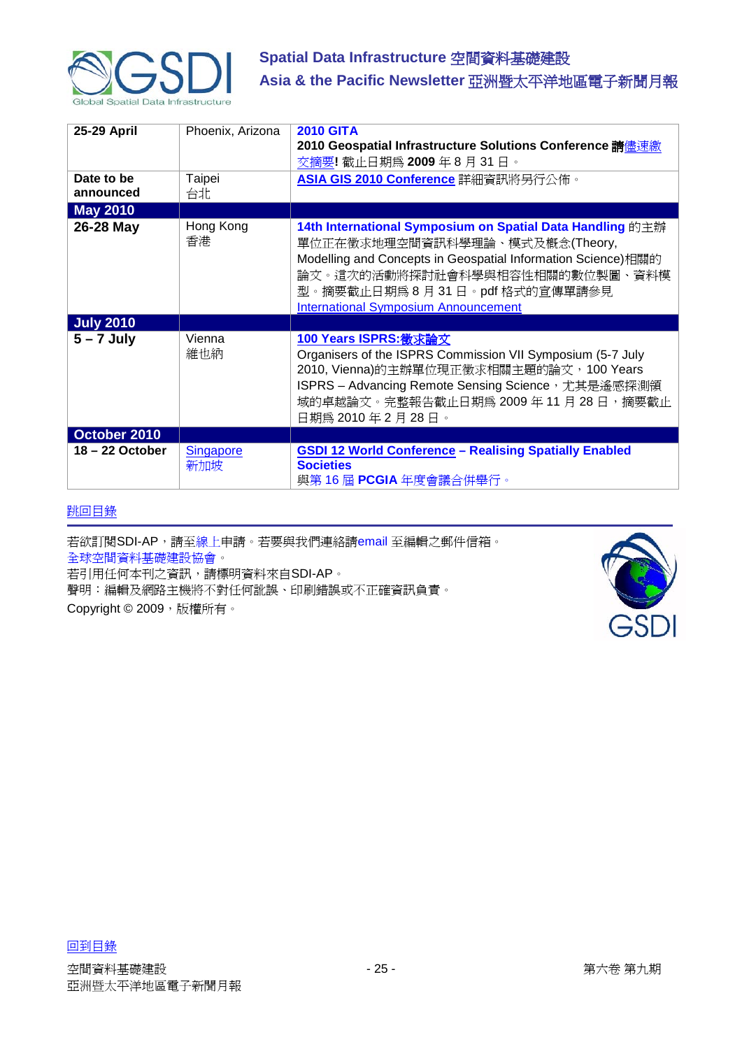| | | |
|---|---|---|
| **25-29 April** | Phoenix, Arizona | **2010 GITA** **2010 Geospatial Infrastructure Solutions Conference 請**儘速繳交摘要**!** 截止日期爲 **2009** 年 **8** 月 **31** 日。 |
| **Date to be announced** | Taipei 台北 | **ASIA GIS 2010 Conference** 詳細資訊將另行公佈。 |
| **May 2010** | | |
| **26-28 May** | Hong Kong 香港 | **14th International Symposium on Spatial Data Handling** 的主辦單位正在徵求地理空間資訊科學理論、模式及概念(Theory, Modelling and Concepts in Geospatial Information Science)相關的論文。這次的活動將探討社會科學與相容性相關的數位製圖、資料模型。摘要截止日期爲 8 月 31 日。pdf 格式的宣傳單請參見 International Symposium Announcement |
| **July 2010** | | |
| **5 – 7 July** | Vienna 維也納 | **100 Years ISPRS:徵求論文** Organisers of the ISPRS Commission VII Symposium (5-7 July 2010, Vienna)的主辦單位現正徵求相關主題的論文，100 Years ISPRS – Advancing Remote Sensing Science，尤其是遙感探測領域的卓越論文。完整報告截止日期爲 2009 年 11 月 28 日，摘要截止日期爲 2010 年 2 月 28 日。 |
| **October 2010** | | |
| **18 – 22 October** | Singapore 新加坡 | **GSDI 12 World Conference – Realising Spatially Enabled Societies** 與第 16 屆 **PCGIA** 年度會議合併舉行。 |

跳回目錄

若欲訂閱SDI-AP，請至線上申請。若要與我們連絡請email 至編輯之郵件信箱。
全球空間資料基礎建設協會。
若引用任何本刊之資訊，請標明資料來自SDI-AP。
聲明：編輯及網路主機將不對任何訛誤、印刷錯誤或不正確資訊負責。
Copyright © 2009，版權所有。

回到目錄